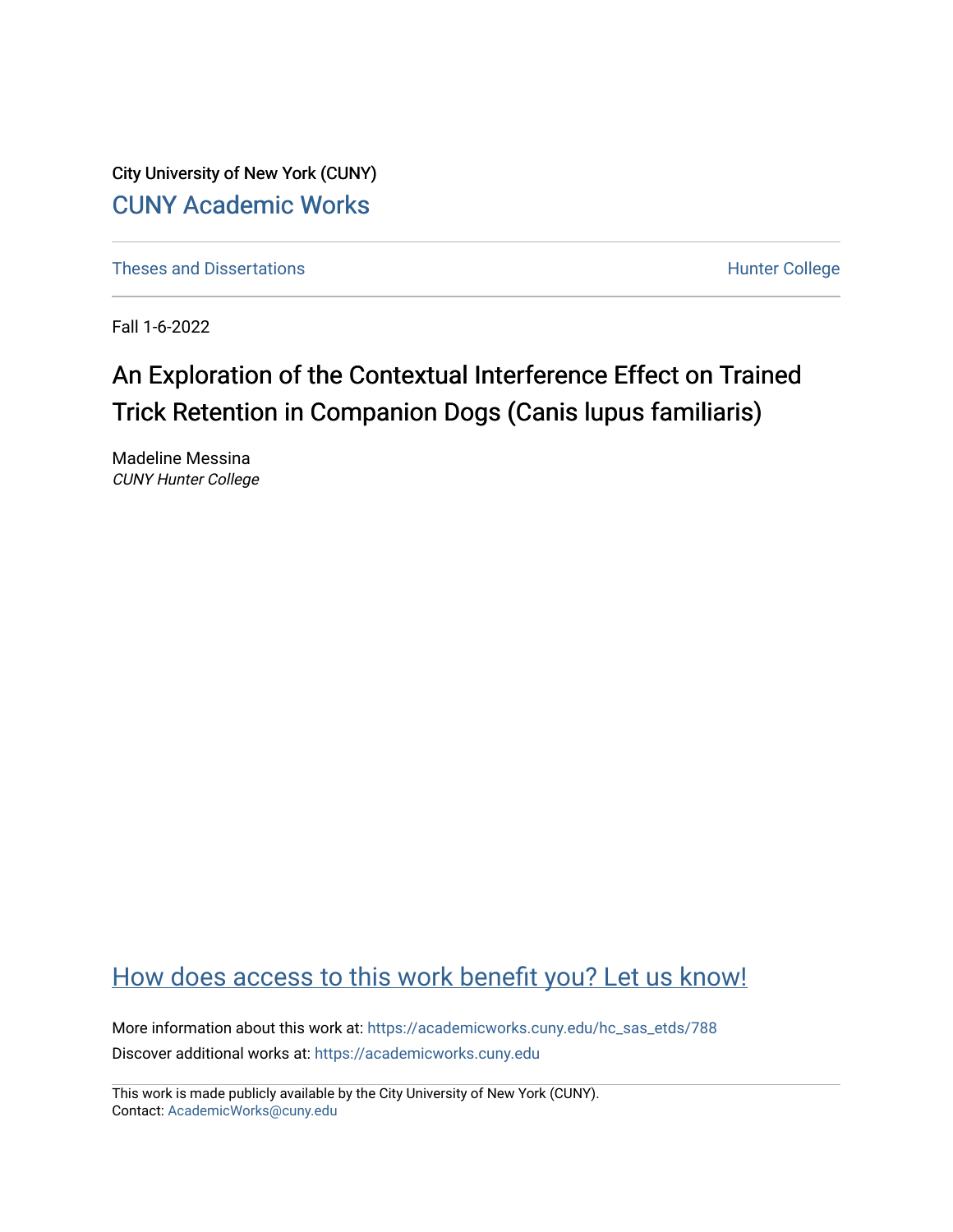City University of New York (CUNY)

CUNY Academic Works

Theses and Dissertations

Hunter College

Fall 1-6-2022

# An Exploration of the Contextual Interference Effect on Trained Trick Retention in Companion Dogs (Canis lupus familiaris)

Madeline Messina
*CUNY Hunter College*

How does access to this work benefit you? Let us know!

More information about this work at: https://academicworks.cuny.edu/hc_sas_etds/788
Discover additional works at: https://academicworks.cuny.edu

This work is made publicly available by the City University of New York (CUNY).
Contact: AcademicWorks@cuny.edu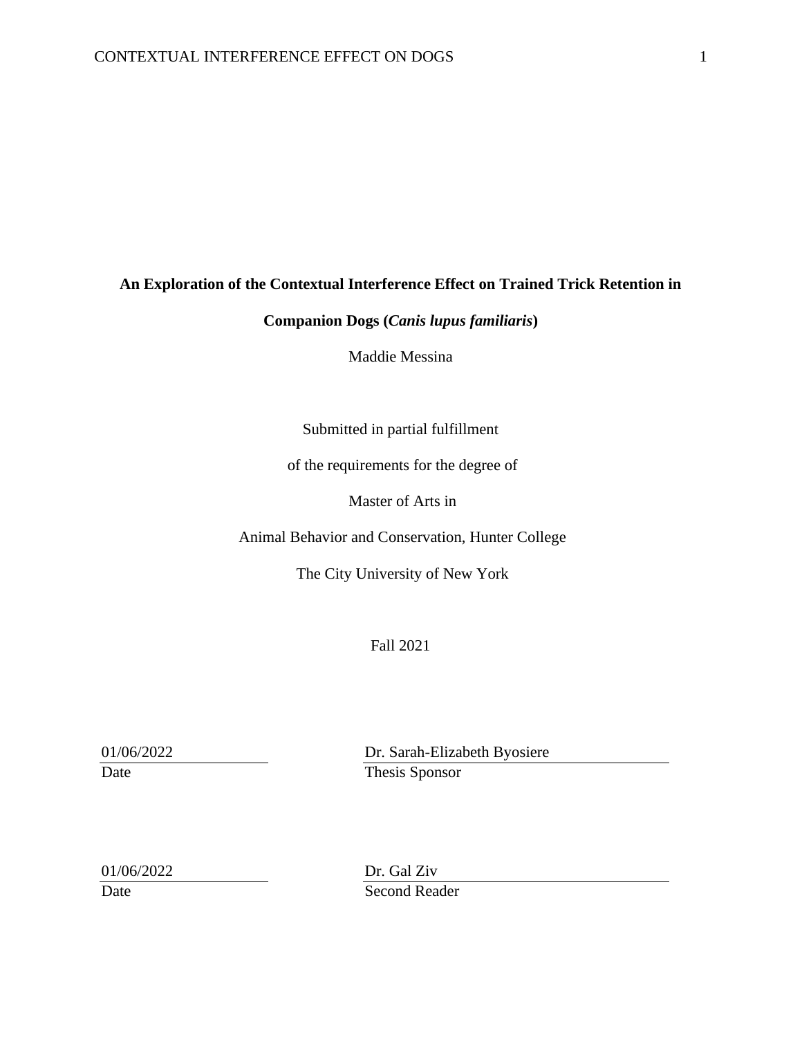**An Exploration of the Contextual Interference Effect on Trained Trick Retention in Companion Dogs (*Canis lupus familiaris*)**

Maddie Messina

Submitted in partial fulfillment

of the requirements for the degree of

Master of Arts in

Animal Behavior and Conservation, Hunter College

The City University of New York

Fall 2021

| | |
|---|---|
| 01/06/2022 | Dr. Sarah-Elizabeth Byosiere |
| Date | Thesis Sponsor |

| | |
|---|---|
| 01/06/2022 | Dr. Gal Ziv |
| Date | Second Reader |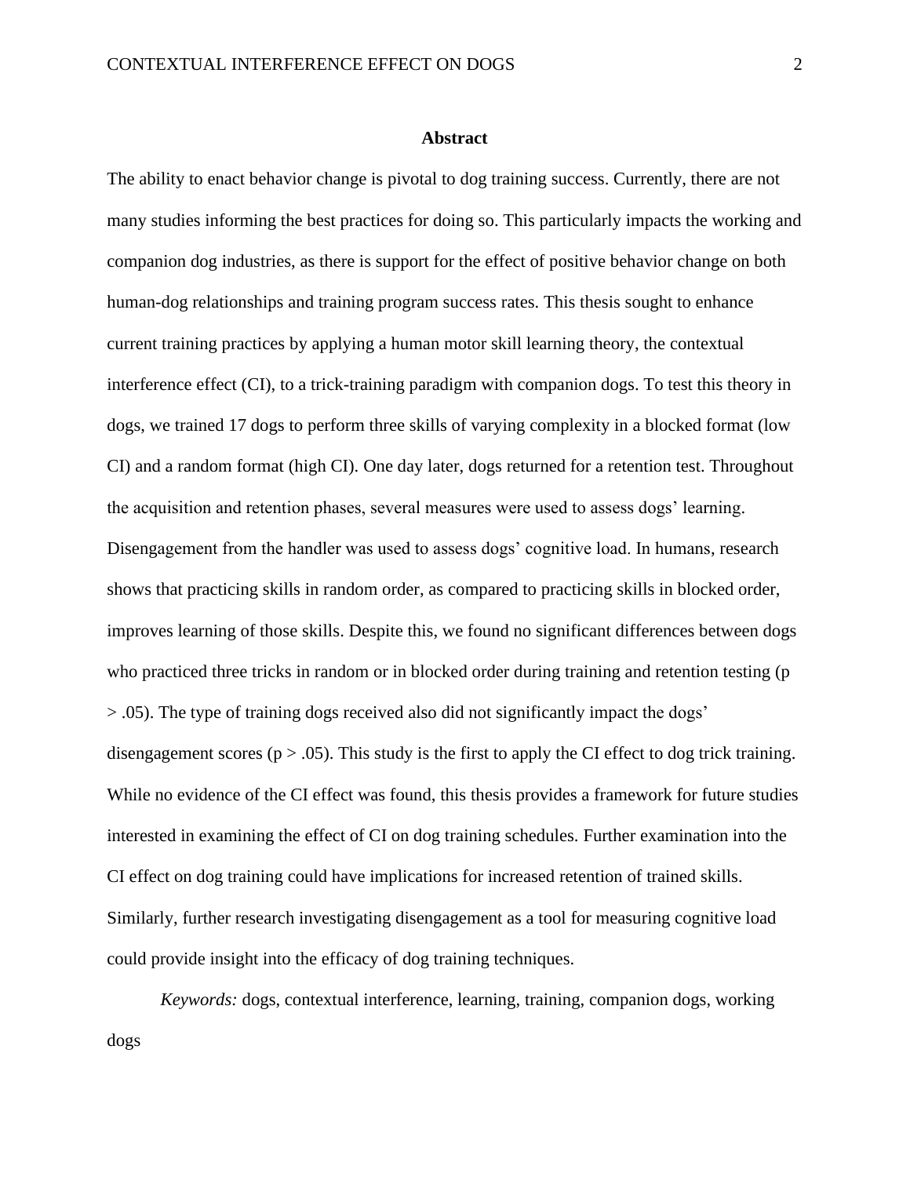# Abstract

The ability to enact behavior change is pivotal to dog training success. Currently, there are not many studies informing the best practices for doing so. This particularly impacts the working and companion dog industries, as there is support for the effect of positive behavior change on both human-dog relationships and training program success rates. This thesis sought to enhance current training practices by applying a human motor skill learning theory, the contextual interference effect (CI), to a trick-training paradigm with companion dogs. To test this theory in dogs, we trained 17 dogs to perform three skills of varying complexity in a blocked format (low CI) and a random format (high CI). One day later, dogs returned for a retention test. Throughout the acquisition and retention phases, several measures were used to assess dogs' learning. Disengagement from the handler was used to assess dogs' cognitive load. In humans, research shows that practicing skills in random order, as compared to practicing skills in blocked order, improves learning of those skills. Despite this, we found no significant differences between dogs who practiced three tricks in random or in blocked order during training and retention testing ($p > .05$). The type of training dogs received also did not significantly impact the dogs' disengagement scores ($p > .05$). This study is the first to apply the CI effect to dog trick training. While no evidence of the CI effect was found, this thesis provides a framework for future studies interested in examining the effect of CI on dog training schedules. Further examination into the CI effect on dog training could have implications for increased retention of trained skills. Similarly, further research investigating disengagement as a tool for measuring cognitive load could provide insight into the efficacy of dog training techniques.

*Keywords:* dogs, contextual interference, learning, training, companion dogs, working dogs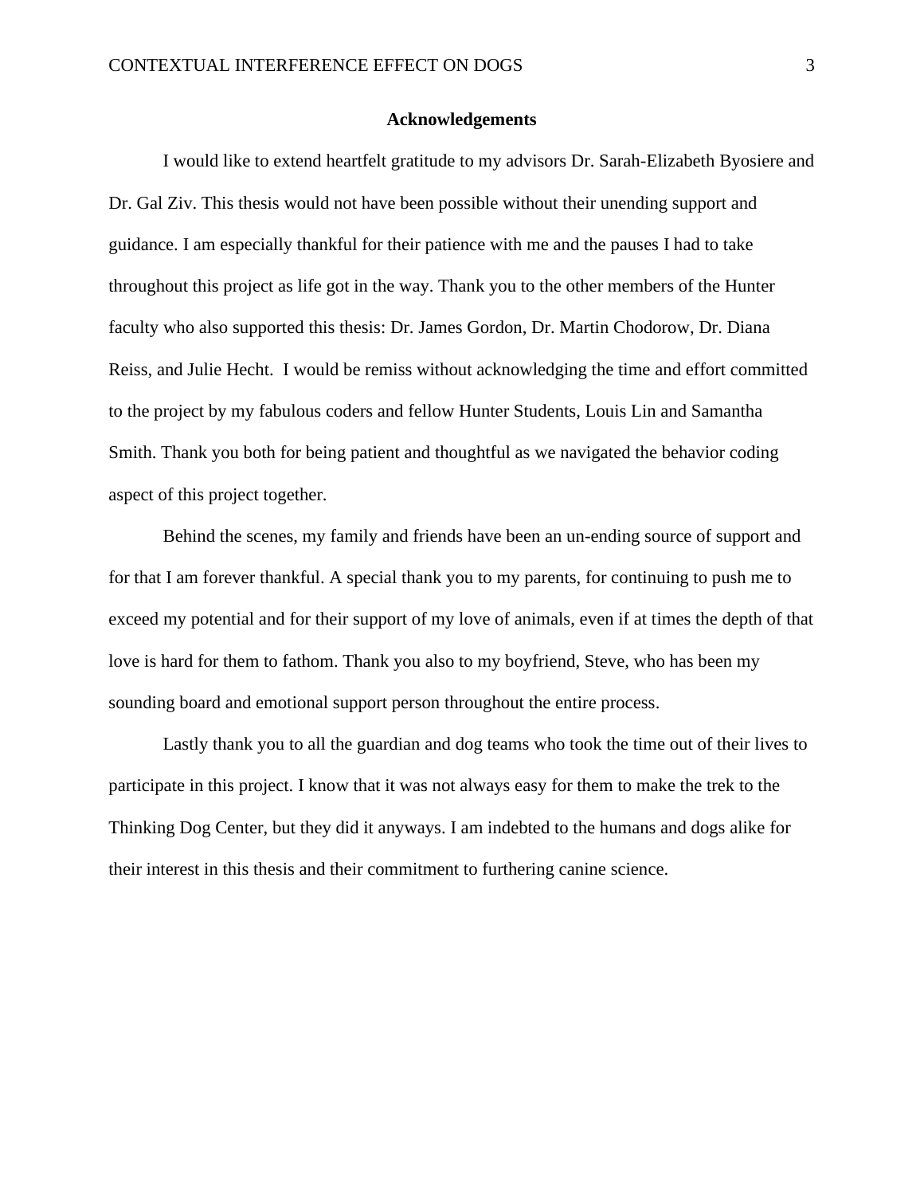## Acknowledgements

I would like to extend heartfelt gratitude to my advisors Dr. Sarah-Elizabeth Byosiere and Dr. Gal Ziv. This thesis would not have been possible without their unending support and guidance. I am especially thankful for their patience with me and the pauses I had to take throughout this project as life got in the way. Thank you to the other members of the Hunter faculty who also supported this thesis: Dr. James Gordon, Dr. Martin Chodorow, Dr. Diana Reiss, and Julie Hecht. I would be remiss without acknowledging the time and effort committed to the project by my fabulous coders and fellow Hunter Students, Louis Lin and Samantha Smith. Thank you both for being patient and thoughtful as we navigated the behavior coding aspect of this project together.

Behind the scenes, my family and friends have been an un-ending source of support and for that I am forever thankful. A special thank you to my parents, for continuing to push me to exceed my potential and for their support of my love of animals, even if at times the depth of that love is hard for them to fathom. Thank you also to my boyfriend, Steve, who has been my sounding board and emotional support person throughout the entire process.

Lastly thank you to all the guardian and dog teams who took the time out of their lives to participate in this project. I know that it was not always easy for them to make the trek to the Thinking Dog Center, but they did it anyways. I am indebted to the humans and dogs alike for their interest in this thesis and their commitment to furthering canine science.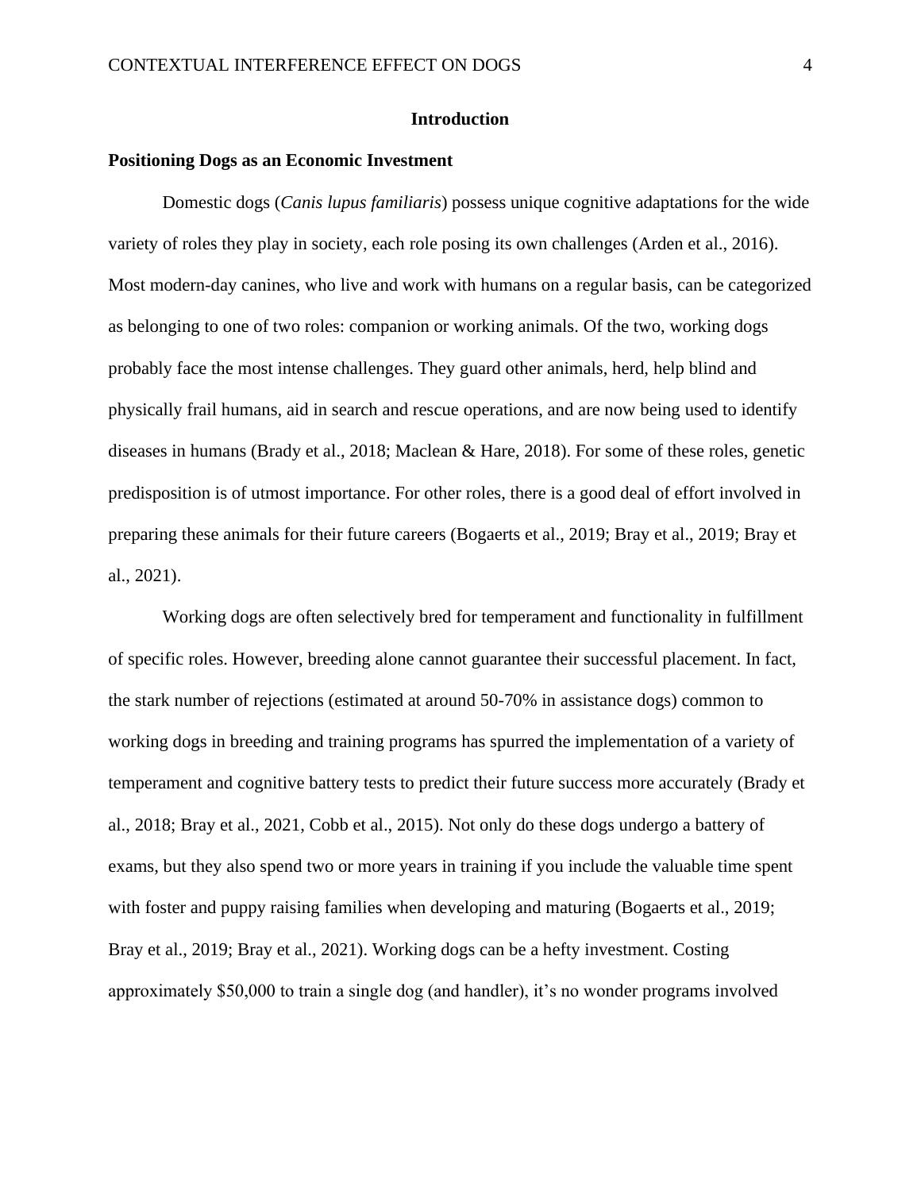# Introduction

## Positioning Dogs as an Economic Investment

Domestic dogs (*Canis lupus familiaris*) possess unique cognitive adaptations for the wide variety of roles they play in society, each role posing its own challenges (Arden et al., 2016). Most modern-day canines, who live and work with humans on a regular basis, can be categorized as belonging to one of two roles: companion or working animals. Of the two, working dogs probably face the most intense challenges. They guard other animals, herd, help blind and physically frail humans, aid in search and rescue operations, and are now being used to identify diseases in humans (Brady et al., 2018; Maclean & Hare, 2018). For some of these roles, genetic predisposition is of utmost importance. For other roles, there is a good deal of effort involved in preparing these animals for their future careers (Bogaerts et al., 2019; Bray et al., 2019; Bray et al., 2021).

Working dogs are often selectively bred for temperament and functionality in fulfillment of specific roles. However, breeding alone cannot guarantee their successful placement. In fact, the stark number of rejections (estimated at around 50-70% in assistance dogs) common to working dogs in breeding and training programs has spurred the implementation of a variety of temperament and cognitive battery tests to predict their future success more accurately (Brady et al., 2018; Bray et al., 2021, Cobb et al., 2015). Not only do these dogs undergo a battery of exams, but they also spend two or more years in training if you include the valuable time spent with foster and puppy raising families when developing and maturing (Bogaerts et al., 2019; Bray et al., 2019; Bray et al., 2021). Working dogs can be a hefty investment. Costing approximately $50,000 to train a single dog (and handler), it's no wonder programs involved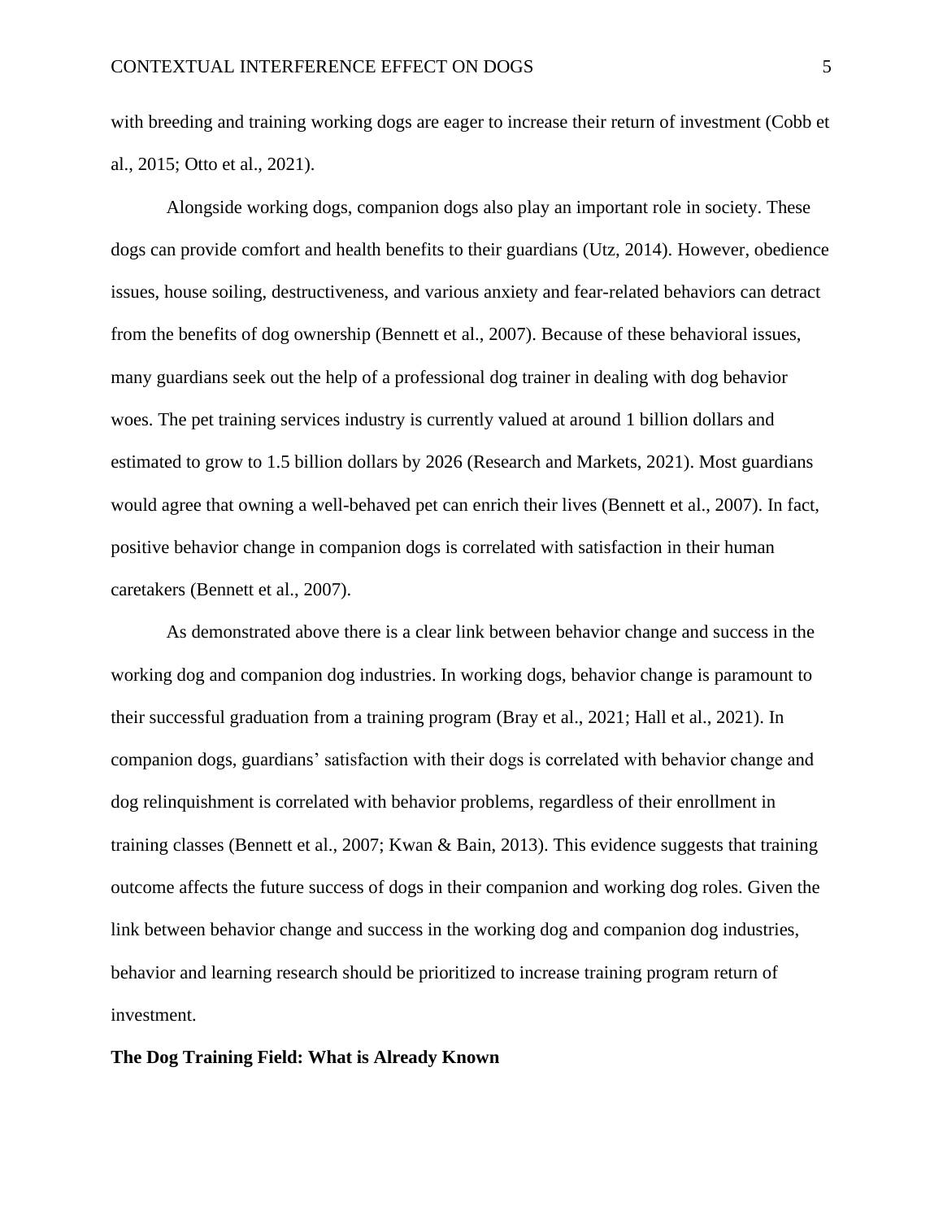with breeding and training working dogs are eager to increase their return of investment (Cobb et al., 2015; Otto et al., 2021).

Alongside working dogs, companion dogs also play an important role in society. These dogs can provide comfort and health benefits to their guardians (Utz, 2014). However, obedience issues, house soiling, destructiveness, and various anxiety and fear-related behaviors can detract from the benefits of dog ownership (Bennett et al., 2007). Because of these behavioral issues, many guardians seek out the help of a professional dog trainer in dealing with dog behavior woes. The pet training services industry is currently valued at around 1 billion dollars and estimated to grow to 1.5 billion dollars by 2026 (Research and Markets, 2021). Most guardians would agree that owning a well-behaved pet can enrich their lives (Bennett et al., 2007). In fact, positive behavior change in companion dogs is correlated with satisfaction in their human caretakers (Bennett et al., 2007).

As demonstrated above there is a clear link between behavior change and success in the working dog and companion dog industries. In working dogs, behavior change is paramount to their successful graduation from a training program (Bray et al., 2021; Hall et al., 2021). In companion dogs, guardians' satisfaction with their dogs is correlated with behavior change and dog relinquishment is correlated with behavior problems, regardless of their enrollment in training classes (Bennett et al., 2007; Kwan & Bain, 2013). This evidence suggests that training outcome affects the future success of dogs in their companion and working dog roles. Given the link between behavior change and success in the working dog and companion dog industries, behavior and learning research should be prioritized to increase training program return of investment.

## The Dog Training Field: What is Already Known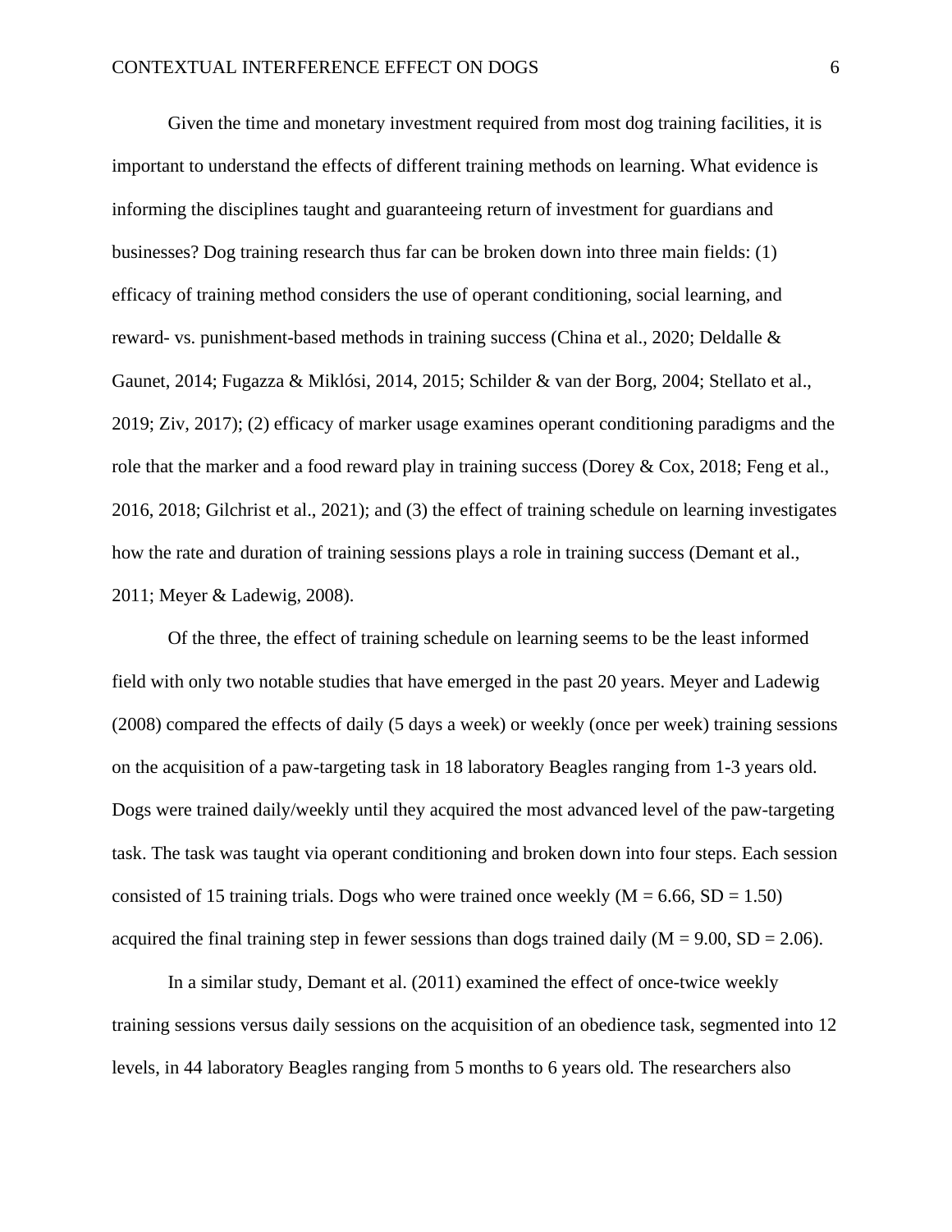Given the time and monetary investment required from most dog training facilities, it is important to understand the effects of different training methods on learning. What evidence is informing the disciplines taught and guaranteeing return of investment for guardians and businesses? Dog training research thus far can be broken down into three main fields: (1) efficacy of training method considers the use of operant conditioning, social learning, and reward- vs. punishment-based methods in training success (China et al., 2020; Deldalle & Gaunet, 2014; Fugazza & Miklósi, 2014, 2015; Schilder & van der Borg, 2004; Stellato et al., 2019; Ziv, 2017); (2) efficacy of marker usage examines operant conditioning paradigms and the role that the marker and a food reward play in training success (Dorey & Cox, 2018; Feng et al., 2016, 2018; Gilchrist et al., 2021); and (3) the effect of training schedule on learning investigates how the rate and duration of training sessions plays a role in training success (Demant et al., 2011; Meyer & Ladewig, 2008).

Of the three, the effect of training schedule on learning seems to be the least informed field with only two notable studies that have emerged in the past 20 years. Meyer and Ladewig (2008) compared the effects of daily (5 days a week) or weekly (once per week) training sessions on the acquisition of a paw-targeting task in 18 laboratory Beagles ranging from 1-3 years old. Dogs were trained daily/weekly until they acquired the most advanced level of the paw-targeting task. The task was taught via operant conditioning and broken down into four steps. Each session consisted of 15 training trials. Dogs who were trained once weekly ($M = 6.66$, $SD = 1.50$) acquired the final training step in fewer sessions than dogs trained daily ($M = 9.00$, $SD = 2.06$).

In a similar study, Demant et al. (2011) examined the effect of once-twice weekly training sessions versus daily sessions on the acquisition of an obedience task, segmented into 12 levels, in 44 laboratory Beagles ranging from 5 months to 6 years old. The researchers also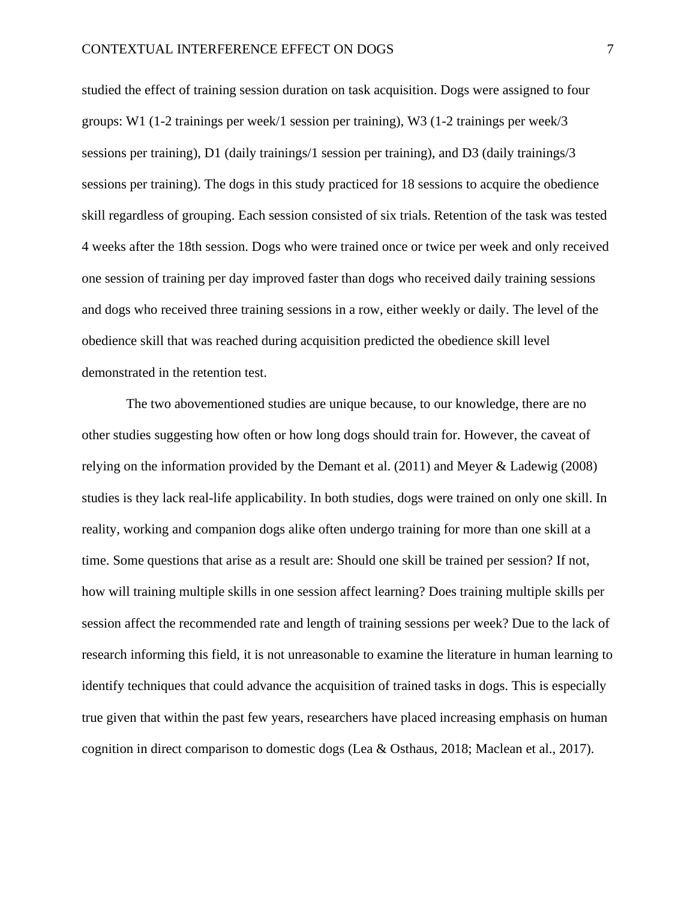studied the effect of training session duration on task acquisition. Dogs were assigned to four groups: W1 (1-2 trainings per week/1 session per training), W3 (1-2 trainings per week/3 sessions per training), D1 (daily trainings/1 session per training), and D3 (daily trainings/3 sessions per training). The dogs in this study practiced for 18 sessions to acquire the obedience skill regardless of grouping. Each session consisted of six trials. Retention of the task was tested 4 weeks after the 18th session. Dogs who were trained once or twice per week and only received one session of training per day improved faster than dogs who received daily training sessions and dogs who received three training sessions in a row, either weekly or daily. The level of the obedience skill that was reached during acquisition predicted the obedience skill level demonstrated in the retention test.

The two abovementioned studies are unique because, to our knowledge, there are no other studies suggesting how often or how long dogs should train for. However, the caveat of relying on the information provided by the Demant et al. (2011) and Meyer & Ladewig (2008) studies is they lack real-life applicability. In both studies, dogs were trained on only one skill. In reality, working and companion dogs alike often undergo training for more than one skill at a time. Some questions that arise as a result are: Should one skill be trained per session? If not, how will training multiple skills in one session affect learning? Does training multiple skills per session affect the recommended rate and length of training sessions per week? Due to the lack of research informing this field, it is not unreasonable to examine the literature in human learning to identify techniques that could advance the acquisition of trained tasks in dogs. This is especially true given that within the past few years, researchers have placed increasing emphasis on human cognition in direct comparison to domestic dogs (Lea & Osthaus, 2018; Maclean et al., 2017).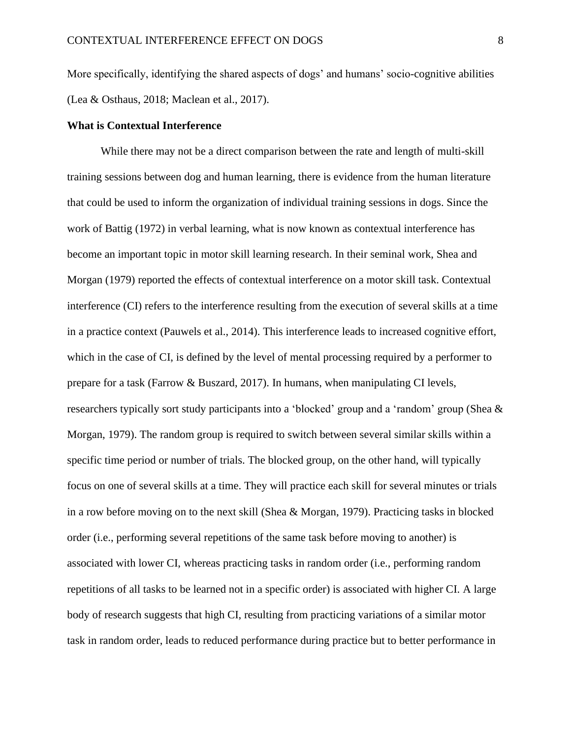More specifically, identifying the shared aspects of dogs' and humans' socio-cognitive abilities (Lea & Osthaus, 2018; Maclean et al., 2017).

**What is Contextual Interference**

While there may not be a direct comparison between the rate and length of multi-skill training sessions between dog and human learning, there is evidence from the human literature that could be used to inform the organization of individual training sessions in dogs. Since the work of Battig (1972) in verbal learning, what is now known as contextual interference has become an important topic in motor skill learning research. In their seminal work, Shea and Morgan (1979) reported the effects of contextual interference on a motor skill task. Contextual interference (CI) refers to the interference resulting from the execution of several skills at a time in a practice context (Pauwels et al., 2014). This interference leads to increased cognitive effort, which in the case of CI, is defined by the level of mental processing required by a performer to prepare for a task (Farrow & Buszard, 2017). In humans, when manipulating CI levels, researchers typically sort study participants into a 'blocked' group and a 'random' group (Shea & Morgan, 1979). The random group is required to switch between several similar skills within a specific time period or number of trials. The blocked group, on the other hand, will typically focus on one of several skills at a time. They will practice each skill for several minutes or trials in a row before moving on to the next skill (Shea & Morgan, 1979). Practicing tasks in blocked order (i.e., performing several repetitions of the same task before moving to another) is associated with lower CI, whereas practicing tasks in random order (i.e., performing random repetitions of all tasks to be learned not in a specific order) is associated with higher CI. A large body of research suggests that high CI, resulting from practicing variations of a similar motor task in random order, leads to reduced performance during practice but to better performance in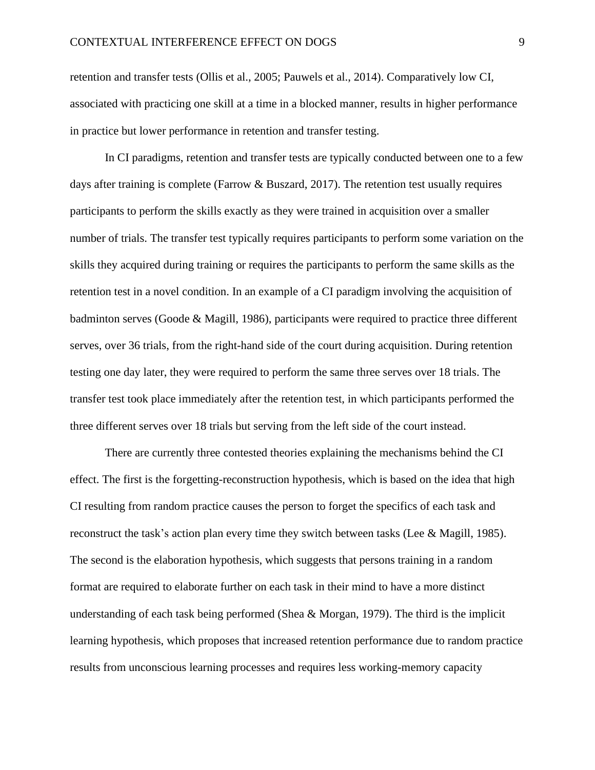retention and transfer tests (Ollis et al., 2005; Pauwels et al., 2014). Comparatively low CI, associated with practicing one skill at a time in a blocked manner, results in higher performance in practice but lower performance in retention and transfer testing.

In CI paradigms, retention and transfer tests are typically conducted between one to a few days after training is complete (Farrow & Buszard, 2017). The retention test usually requires participants to perform the skills exactly as they were trained in acquisition over a smaller number of trials. The transfer test typically requires participants to perform some variation on the skills they acquired during training or requires the participants to perform the same skills as the retention test in a novel condition. In an example of a CI paradigm involving the acquisition of badminton serves (Goode & Magill, 1986), participants were required to practice three different serves, over 36 trials, from the right-hand side of the court during acquisition. During retention testing one day later, they were required to perform the same three serves over 18 trials. The transfer test took place immediately after the retention test, in which participants performed the three different serves over 18 trials but serving from the left side of the court instead.

There are currently three contested theories explaining the mechanisms behind the CI effect. The first is the forgetting-reconstruction hypothesis, which is based on the idea that high CI resulting from random practice causes the person to forget the specifics of each task and reconstruct the task's action plan every time they switch between tasks (Lee & Magill, 1985). The second is the elaboration hypothesis, which suggests that persons training in a random format are required to elaborate further on each task in their mind to have a more distinct understanding of each task being performed (Shea & Morgan, 1979). The third is the implicit learning hypothesis, which proposes that increased retention performance due to random practice results from unconscious learning processes and requires less working-memory capacity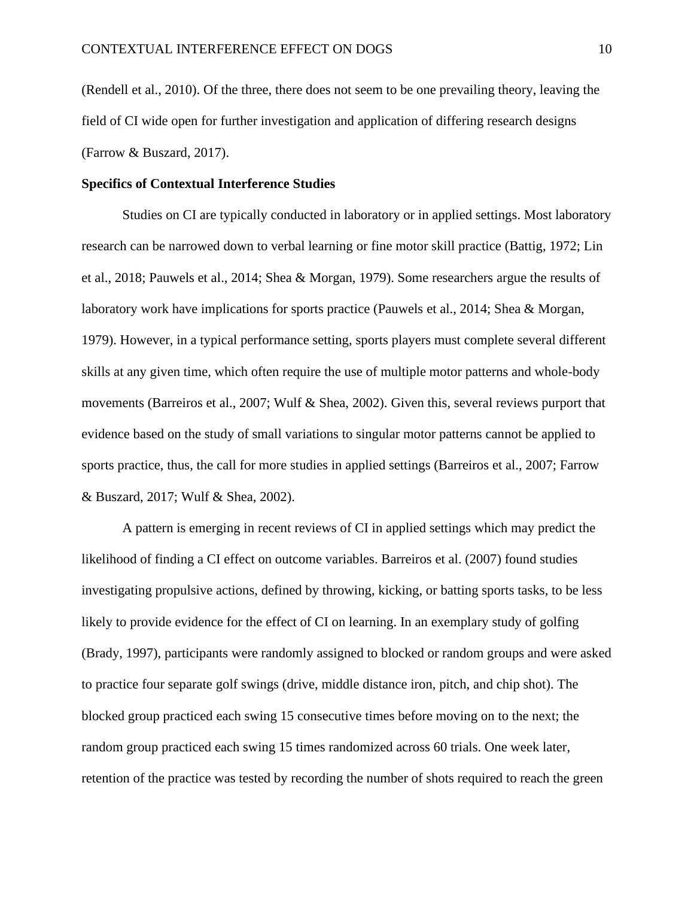(Rendell et al., 2010). Of the three, there does not seem to be one prevailing theory, leaving the field of CI wide open for further investigation and application of differing research designs (Farrow & Buszard, 2017).

**Specifics of Contextual Interference Studies**

Studies on CI are typically conducted in laboratory or in applied settings. Most laboratory research can be narrowed down to verbal learning or fine motor skill practice (Battig, 1972; Lin et al., 2018; Pauwels et al., 2014; Shea & Morgan, 1979). Some researchers argue the results of laboratory work have implications for sports practice (Pauwels et al., 2014; Shea & Morgan, 1979). However, in a typical performance setting, sports players must complete several different skills at any given time, which often require the use of multiple motor patterns and whole-body movements (Barreiros et al., 2007; Wulf & Shea, 2002). Given this, several reviews purport that evidence based on the study of small variations to singular motor patterns cannot be applied to sports practice, thus, the call for more studies in applied settings (Barreiros et al., 2007; Farrow & Buszard, 2017; Wulf & Shea, 2002).

A pattern is emerging in recent reviews of CI in applied settings which may predict the likelihood of finding a CI effect on outcome variables. Barreiros et al. (2007) found studies investigating propulsive actions, defined by throwing, kicking, or batting sports tasks, to be less likely to provide evidence for the effect of CI on learning. In an exemplary study of golfing (Brady, 1997), participants were randomly assigned to blocked or random groups and were asked to practice four separate golf swings (drive, middle distance iron, pitch, and chip shot). The blocked group practiced each swing 15 consecutive times before moving on to the next; the random group practiced each swing 15 times randomized across 60 trials. One week later, retention of the practice was tested by recording the number of shots required to reach the green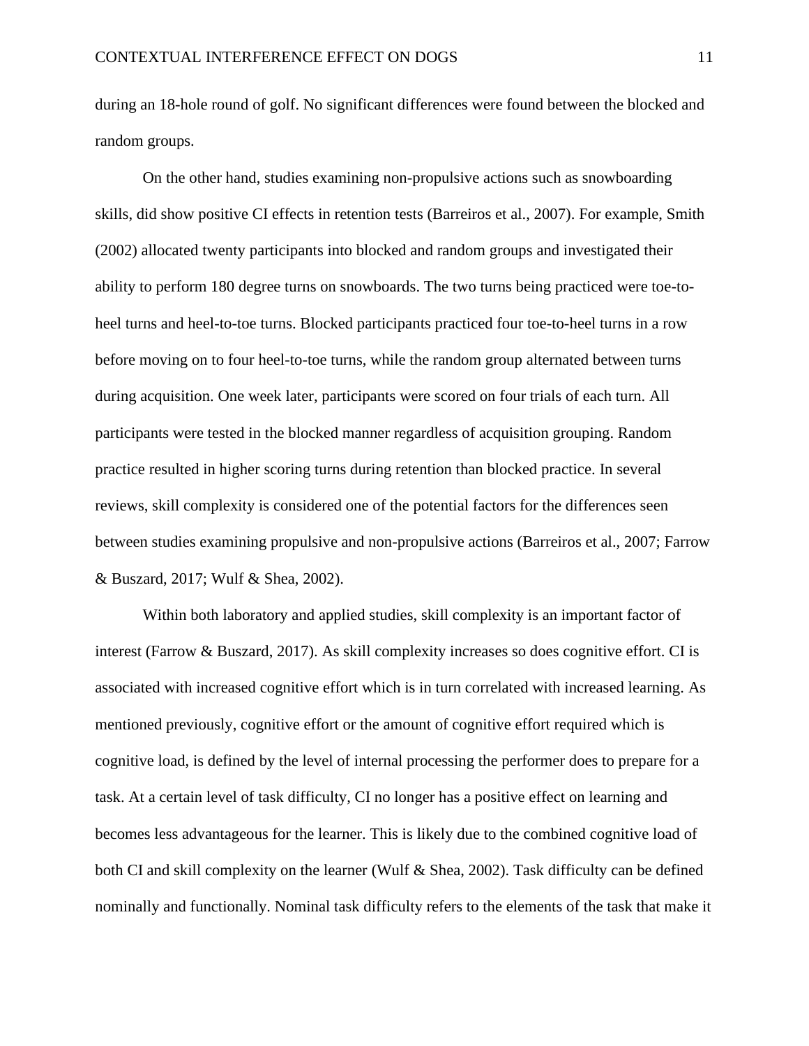during an 18-hole round of golf. No significant differences were found between the blocked and random groups.

On the other hand, studies examining non-propulsive actions such as snowboarding skills, did show positive CI effects in retention tests (Barreiros et al., 2007). For example, Smith (2002) allocated twenty participants into blocked and random groups and investigated their ability to perform 180 degree turns on snowboards. The two turns being practiced were toe-to-heel turns and heel-to-toe turns. Blocked participants practiced four toe-to-heel turns in a row before moving on to four heel-to-toe turns, while the random group alternated between turns during acquisition. One week later, participants were scored on four trials of each turn. All participants were tested in the blocked manner regardless of acquisition grouping. Random practice resulted in higher scoring turns during retention than blocked practice. In several reviews, skill complexity is considered one of the potential factors for the differences seen between studies examining propulsive and non-propulsive actions (Barreiros et al., 2007; Farrow & Buszard, 2017; Wulf & Shea, 2002).

Within both laboratory and applied studies, skill complexity is an important factor of interest (Farrow & Buszard, 2017). As skill complexity increases so does cognitive effort. CI is associated with increased cognitive effort which is in turn correlated with increased learning. As mentioned previously, cognitive effort or the amount of cognitive effort required which is cognitive load, is defined by the level of internal processing the performer does to prepare for a task. At a certain level of task difficulty, CI no longer has a positive effect on learning and becomes less advantageous for the learner. This is likely due to the combined cognitive load of both CI and skill complexity on the learner (Wulf & Shea, 2002). Task difficulty can be defined nominally and functionally. Nominal task difficulty refers to the elements of the task that make it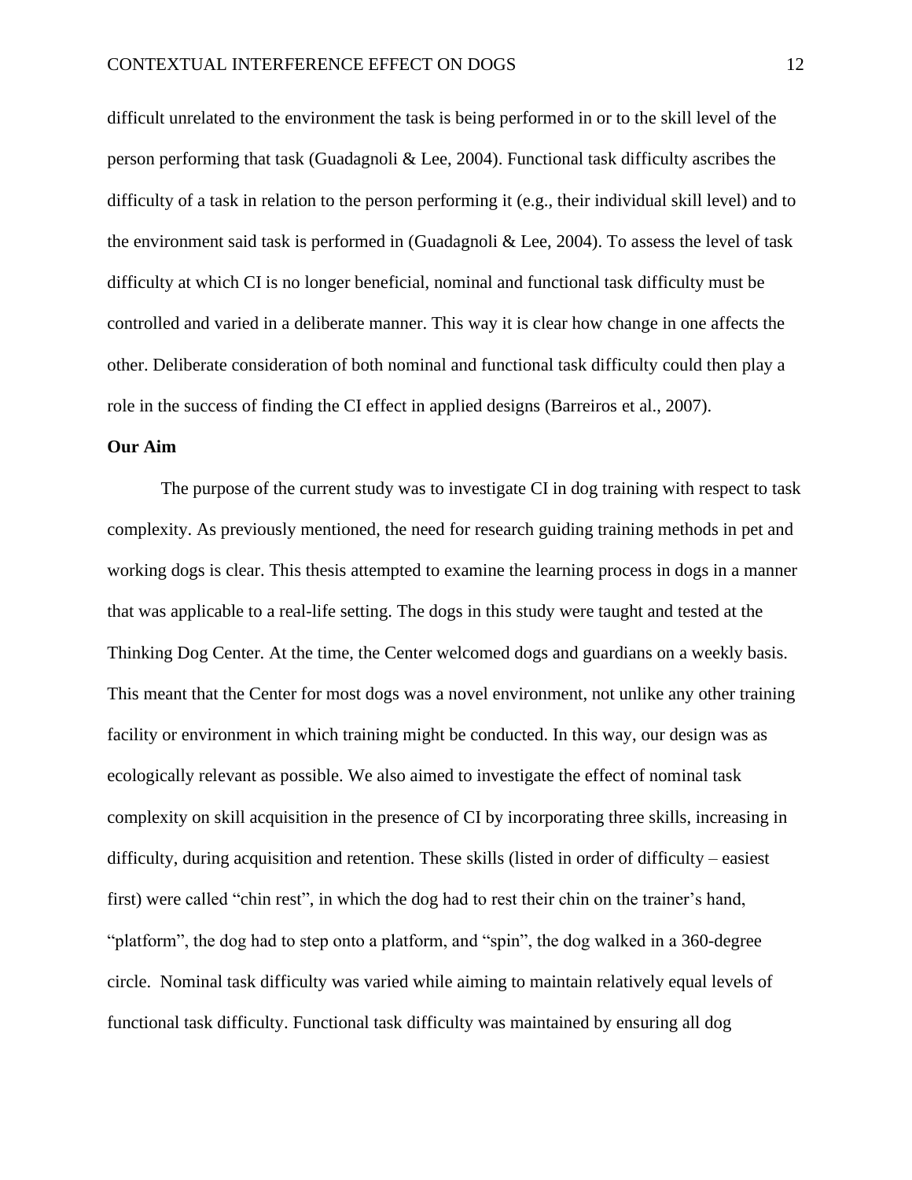difficult unrelated to the environment the task is being performed in or to the skill level of the person performing that task (Guadagnoli & Lee, 2004). Functional task difficulty ascribes the difficulty of a task in relation to the person performing it (e.g., their individual skill level) and to the environment said task is performed in (Guadagnoli & Lee, 2004). To assess the level of task difficulty at which CI is no longer beneficial, nominal and functional task difficulty must be controlled and varied in a deliberate manner. This way it is clear how change in one affects the other. Deliberate consideration of both nominal and functional task difficulty could then play a role in the success of finding the CI effect in applied designs (Barreiros et al., 2007).

**Our Aim**

The purpose of the current study was to investigate CI in dog training with respect to task complexity. As previously mentioned, the need for research guiding training methods in pet and working dogs is clear. This thesis attempted to examine the learning process in dogs in a manner that was applicable to a real-life setting. The dogs in this study were taught and tested at the Thinking Dog Center. At the time, the Center welcomed dogs and guardians on a weekly basis. This meant that the Center for most dogs was a novel environment, not unlike any other training facility or environment in which training might be conducted. In this way, our design was as ecologically relevant as possible. We also aimed to investigate the effect of nominal task complexity on skill acquisition in the presence of CI by incorporating three skills, increasing in difficulty, during acquisition and retention. These skills (listed in order of difficulty – easiest first) were called "chin rest", in which the dog had to rest their chin on the trainer's hand, "platform", the dog had to step onto a platform, and "spin", the dog walked in a 360-degree circle. Nominal task difficulty was varied while aiming to maintain relatively equal levels of functional task difficulty. Functional task difficulty was maintained by ensuring all dog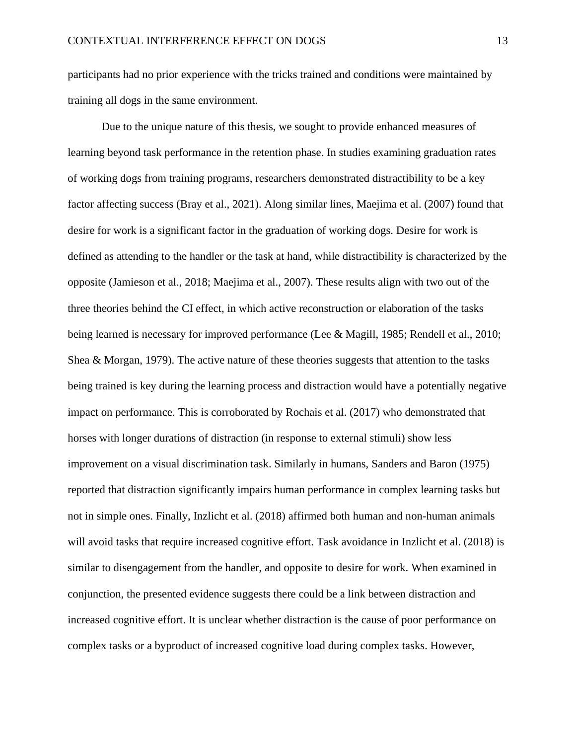participants had no prior experience with the tricks trained and conditions were maintained by training all dogs in the same environment.

Due to the unique nature of this thesis, we sought to provide enhanced measures of learning beyond task performance in the retention phase. In studies examining graduation rates of working dogs from training programs, researchers demonstrated distractibility to be a key factor affecting success (Bray et al., 2021). Along similar lines, Maejima et al. (2007) found that desire for work is a significant factor in the graduation of working dogs. Desire for work is defined as attending to the handler or the task at hand, while distractibility is characterized by the opposite (Jamieson et al., 2018; Maejima et al., 2007). These results align with two out of the three theories behind the CI effect, in which active reconstruction or elaboration of the tasks being learned is necessary for improved performance (Lee & Magill, 1985; Rendell et al., 2010; Shea & Morgan, 1979). The active nature of these theories suggests that attention to the tasks being trained is key during the learning process and distraction would have a potentially negative impact on performance. This is corroborated by Rochais et al. (2017) who demonstrated that horses with longer durations of distraction (in response to external stimuli) show less improvement on a visual discrimination task. Similarly in humans, Sanders and Baron (1975) reported that distraction significantly impairs human performance in complex learning tasks but not in simple ones. Finally, Inzlicht et al. (2018) affirmed both human and non-human animals will avoid tasks that require increased cognitive effort. Task avoidance in Inzlicht et al. (2018) is similar to disengagement from the handler, and opposite to desire for work. When examined in conjunction, the presented evidence suggests there could be a link between distraction and increased cognitive effort. It is unclear whether distraction is the cause of poor performance on complex tasks or a byproduct of increased cognitive load during complex tasks. However,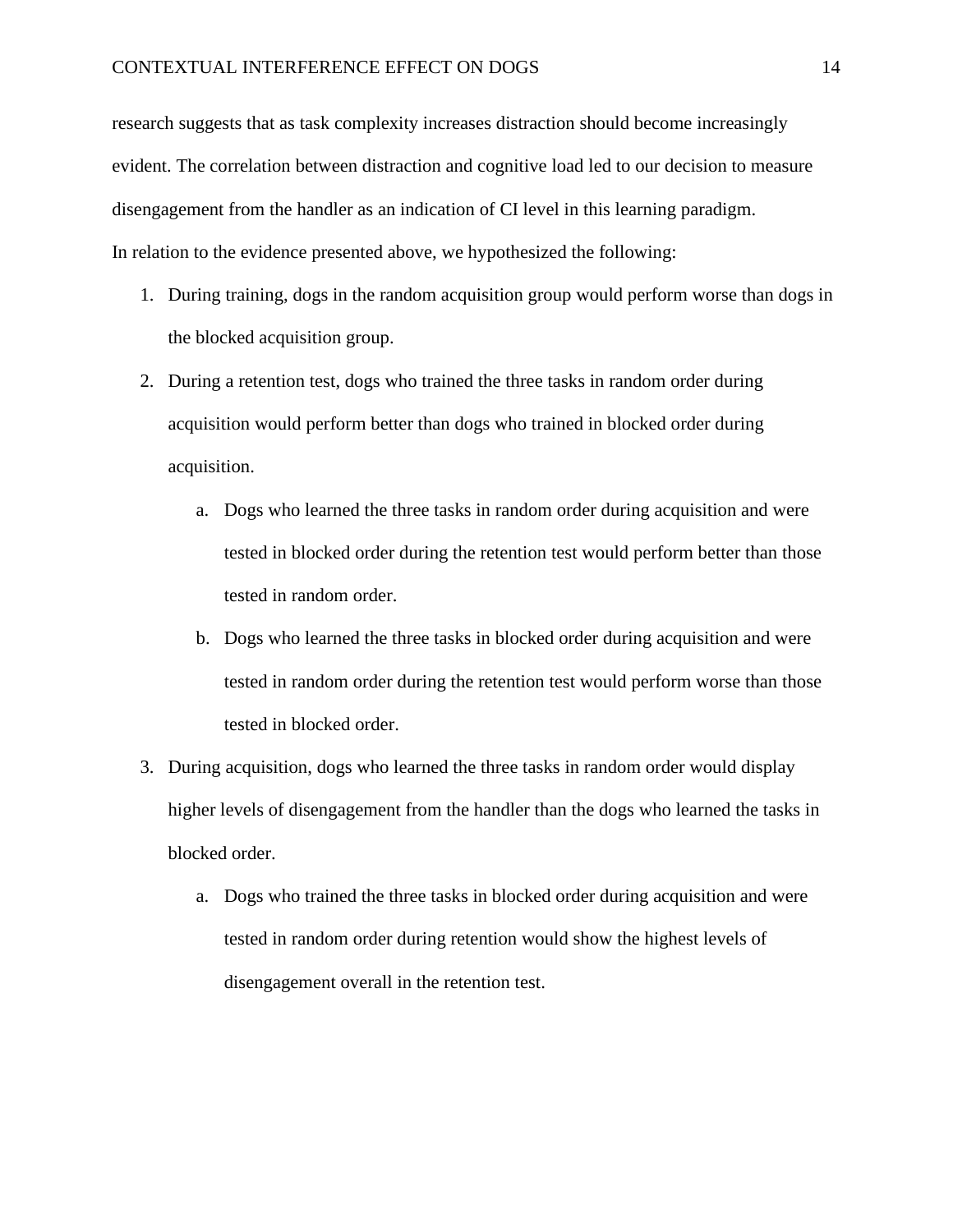research suggests that as task complexity increases distraction should become increasingly evident. The correlation between distraction and cognitive load led to our decision to measure disengagement from the handler as an indication of CI level in this learning paradigm.

In relation to the evidence presented above, we hypothesized the following:

1. During training, dogs in the random acquisition group would perform worse than dogs in the blocked acquisition group.
2. During a retention test, dogs who trained the three tasks in random order during acquisition would perform better than dogs who trained in blocked order during acquisition.
    a. Dogs who learned the three tasks in random order during acquisition and were tested in blocked order during the retention test would perform better than those tested in random order.
    b. Dogs who learned the three tasks in blocked order during acquisition and were tested in random order during the retention test would perform worse than those tested in blocked order.
3. During acquisition, dogs who learned the three tasks in random order would display higher levels of disengagement from the handler than the dogs who learned the tasks in blocked order.
    a. Dogs who trained the three tasks in blocked order during acquisition and were tested in random order during retention would show the highest levels of disengagement overall in the retention test.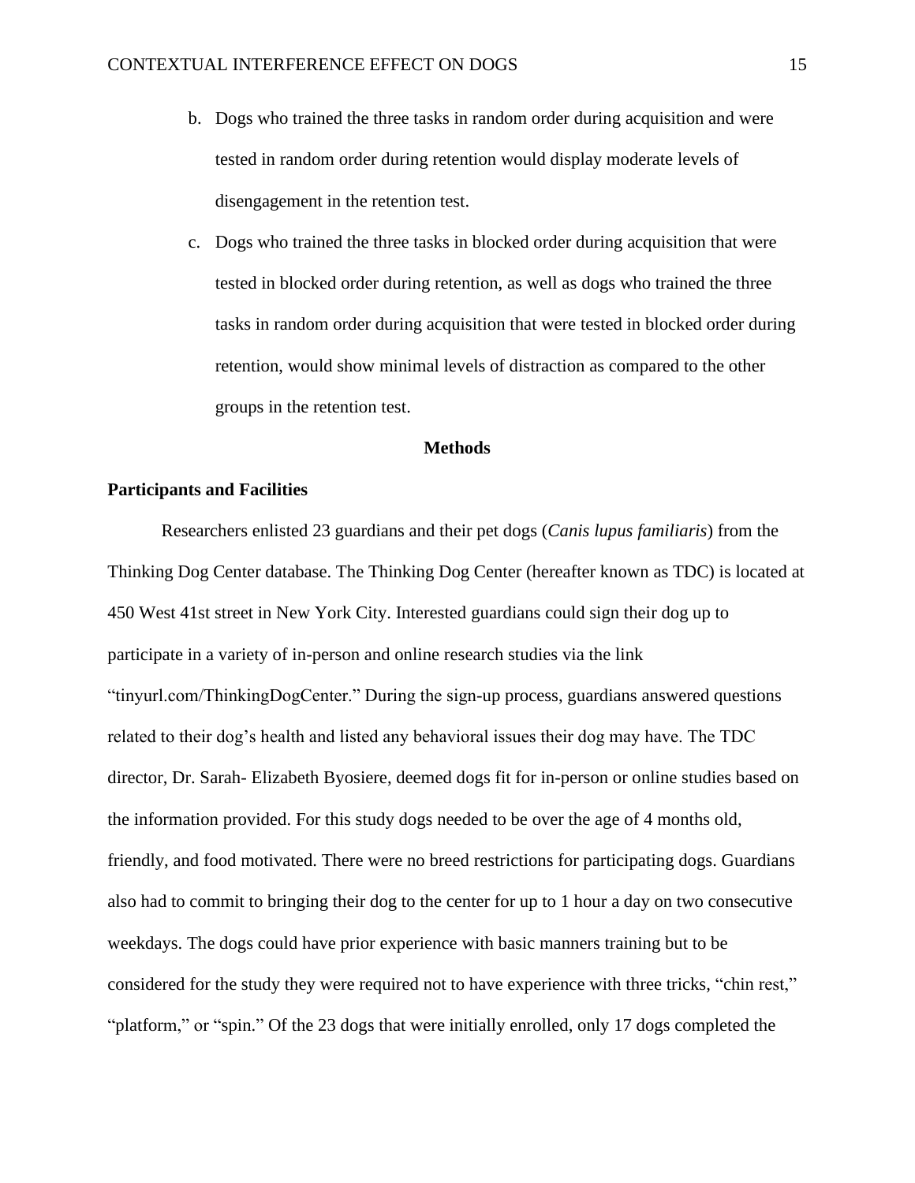b. Dogs who trained the three tasks in random order during acquisition and were tested in random order during retention would display moderate levels of disengagement in the retention test.

c. Dogs who trained the three tasks in blocked order during acquisition that were tested in blocked order during retention, as well as dogs who trained the three tasks in random order during acquisition that were tested in blocked order during retention, would show minimal levels of distraction as compared to the other groups in the retention test.

## Methods

### Participants and Facilities

Researchers enlisted 23 guardians and their pet dogs (*Canis lupus familiaris*) from the Thinking Dog Center database. The Thinking Dog Center (hereafter known as TDC) is located at 450 West 41st street in New York City. Interested guardians could sign their dog up to participate in a variety of in-person and online research studies via the link "tinyurl.com/ThinkingDogCenter." During the sign-up process, guardians answered questions related to their dog's health and listed any behavioral issues their dog may have. The TDC director, Dr. Sarah- Elizabeth Byosiere, deemed dogs fit for in-person or online studies based on the information provided. For this study dogs needed to be over the age of 4 months old, friendly, and food motivated. There were no breed restrictions for participating dogs. Guardians also had to commit to bringing their dog to the center for up to 1 hour a day on two consecutive weekdays. The dogs could have prior experience with basic manners training but to be considered for the study they were required not to have experience with three tricks, "chin rest," "platform," or "spin." Of the 23 dogs that were initially enrolled, only 17 dogs completed the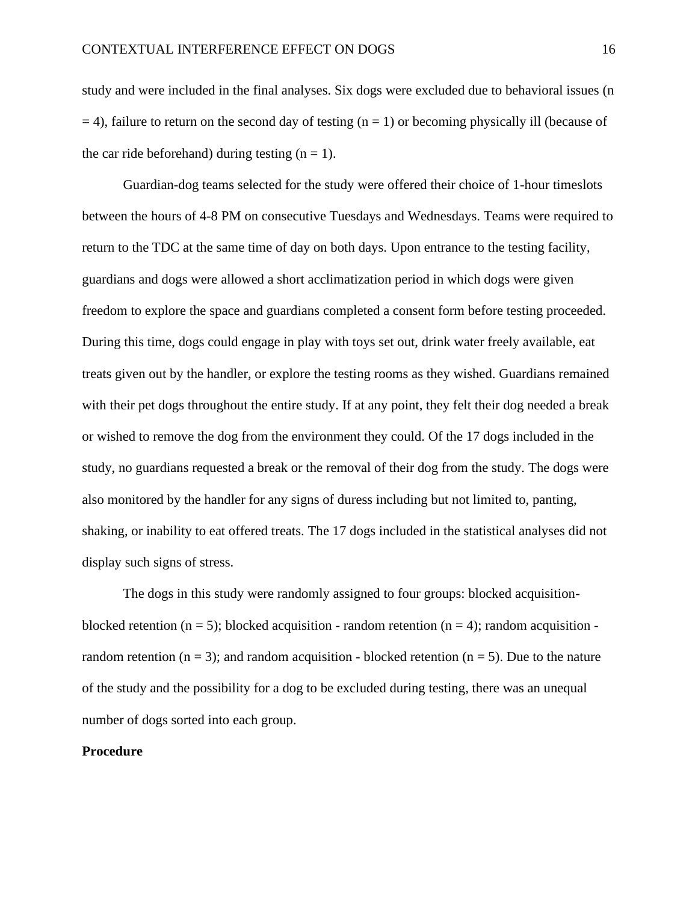study and were included in the final analyses. Six dogs were excluded due to behavioral issues ($n = 4$), failure to return on the second day of testing ($n = 1$) or becoming physically ill (because of the car ride beforehand) during testing ($n = 1$).

Guardian-dog teams selected for the study were offered their choice of 1-hour timeslots between the hours of 4-8 PM on consecutive Tuesdays and Wednesdays. Teams were required to return to the TDC at the same time of day on both days. Upon entrance to the testing facility, guardians and dogs were allowed a short acclimatization period in which dogs were given freedom to explore the space and guardians completed a consent form before testing proceeded. During this time, dogs could engage in play with toys set out, drink water freely available, eat treats given out by the handler, or explore the testing rooms as they wished. Guardians remained with their pet dogs throughout the entire study. If at any point, they felt their dog needed a break or wished to remove the dog from the environment they could. Of the 17 dogs included in the study, no guardians requested a break or the removal of their dog from the study. The dogs were also monitored by the handler for any signs of duress including but not limited to, panting, shaking, or inability to eat offered treats. The 17 dogs included in the statistical analyses did not display such signs of stress.

The dogs in this study were randomly assigned to four groups: blocked acquisition-blocked retention ($n = 5$); blocked acquisition - random retention ($n = 4$); random acquisition - random retention ($n = 3$); and random acquisition - blocked retention ($n = 5$). Due to the nature of the study and the possibility for a dog to be excluded during testing, there was an unequal number of dogs sorted into each group.

**Procedure**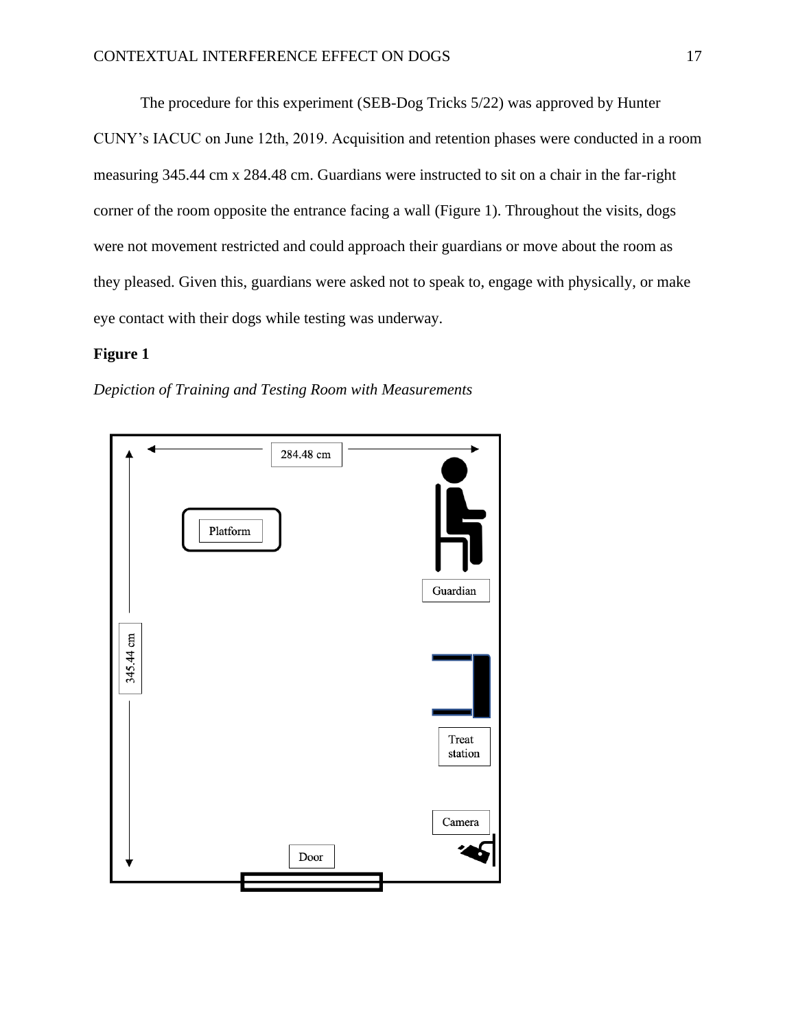The procedure for this experiment (SEB-Dog Tricks 5/22) was approved by Hunter CUNY's IACUC on June 12th, 2019. Acquisition and retention phases were conducted in a room measuring 345.44 cm x 284.48 cm. Guardians were instructed to sit on a chair in the far-right corner of the room opposite the entrance facing a wall (Figure 1). Throughout the visits, dogs were not movement restricted and could approach their guardians or move about the room as they pleased. Given this, guardians were asked not to speak to, engage with physically, or make eye contact with their dogs while testing was underway.

**Figure 1**

*Depiction of Training and Testing Room with Measurements*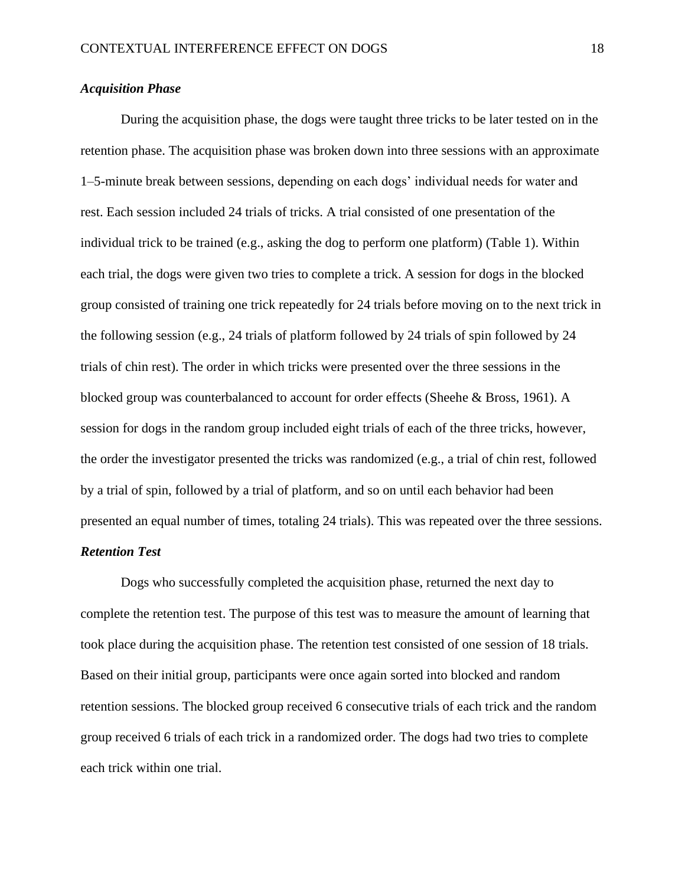### *Acquisition Phase*

During the acquisition phase, the dogs were taught three tricks to be later tested on in the retention phase. The acquisition phase was broken down into three sessions with an approximate 1–5-minute break between sessions, depending on each dogs' individual needs for water and rest. Each session included 24 trials of tricks. A trial consisted of one presentation of the individual trick to be trained (e.g., asking the dog to perform one platform) (Table 1). Within each trial, the dogs were given two tries to complete a trick. A session for dogs in the blocked group consisted of training one trick repeatedly for 24 trials before moving on to the next trick in the following session (e.g., 24 trials of platform followed by 24 trials of spin followed by 24 trials of chin rest). The order in which tricks were presented over the three sessions in the blocked group was counterbalanced to account for order effects (Sheehe & Bross, 1961). A session for dogs in the random group included eight trials of each of the three tricks, however, the order the investigator presented the tricks was randomized (e.g., a trial of chin rest, followed by a trial of spin, followed by a trial of platform, and so on until each behavior had been presented an equal number of times, totaling 24 trials). This was repeated over the three sessions.

### *Retention Test*

Dogs who successfully completed the acquisition phase, returned the next day to complete the retention test. The purpose of this test was to measure the amount of learning that took place during the acquisition phase. The retention test consisted of one session of 18 trials. Based on their initial group, participants were once again sorted into blocked and random retention sessions. The blocked group received 6 consecutive trials of each trick and the random group received 6 trials of each trick in a randomized order. The dogs had two tries to complete each trick within one trial.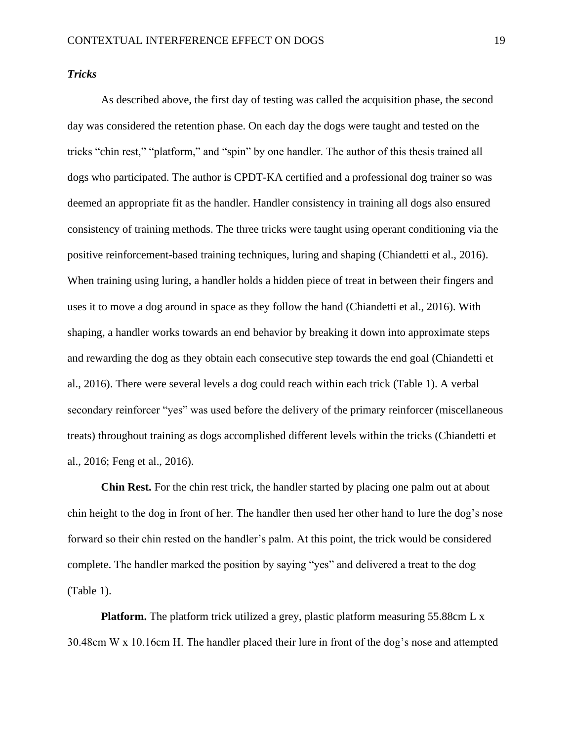### *Tricks*

As described above, the first day of testing was called the acquisition phase, the second day was considered the retention phase. On each day the dogs were taught and tested on the tricks "chin rest," "platform," and "spin" by one handler. The author of this thesis trained all dogs who participated. The author is CPDT-KA certified and a professional dog trainer so was deemed an appropriate fit as the handler. Handler consistency in training all dogs also ensured consistency of training methods. The three tricks were taught using operant conditioning via the positive reinforcement-based training techniques, luring and shaping (Chiandetti et al., 2016). When training using luring, a handler holds a hidden piece of treat in between their fingers and uses it to move a dog around in space as they follow the hand (Chiandetti et al., 2016). With shaping, a handler works towards an end behavior by breaking it down into approximate steps and rewarding the dog as they obtain each consecutive step towards the end goal (Chiandetti et al., 2016). There were several levels a dog could reach within each trick (Table 1). A verbal secondary reinforcer "yes" was used before the delivery of the primary reinforcer (miscellaneous treats) throughout training as dogs accomplished different levels within the tricks (Chiandetti et al., 2016; Feng et al., 2016).

**Chin Rest.** For the chin rest trick, the handler started by placing one palm out at about chin height to the dog in front of her. The handler then used her other hand to lure the dog's nose forward so their chin rested on the handler's palm. At this point, the trick would be considered complete. The handler marked the position by saying "yes" and delivered a treat to the dog (Table 1).

**Platform.** The platform trick utilized a grey, plastic platform measuring 55.88cm L x 30.48cm W x 10.16cm H. The handler placed their lure in front of the dog's nose and attempted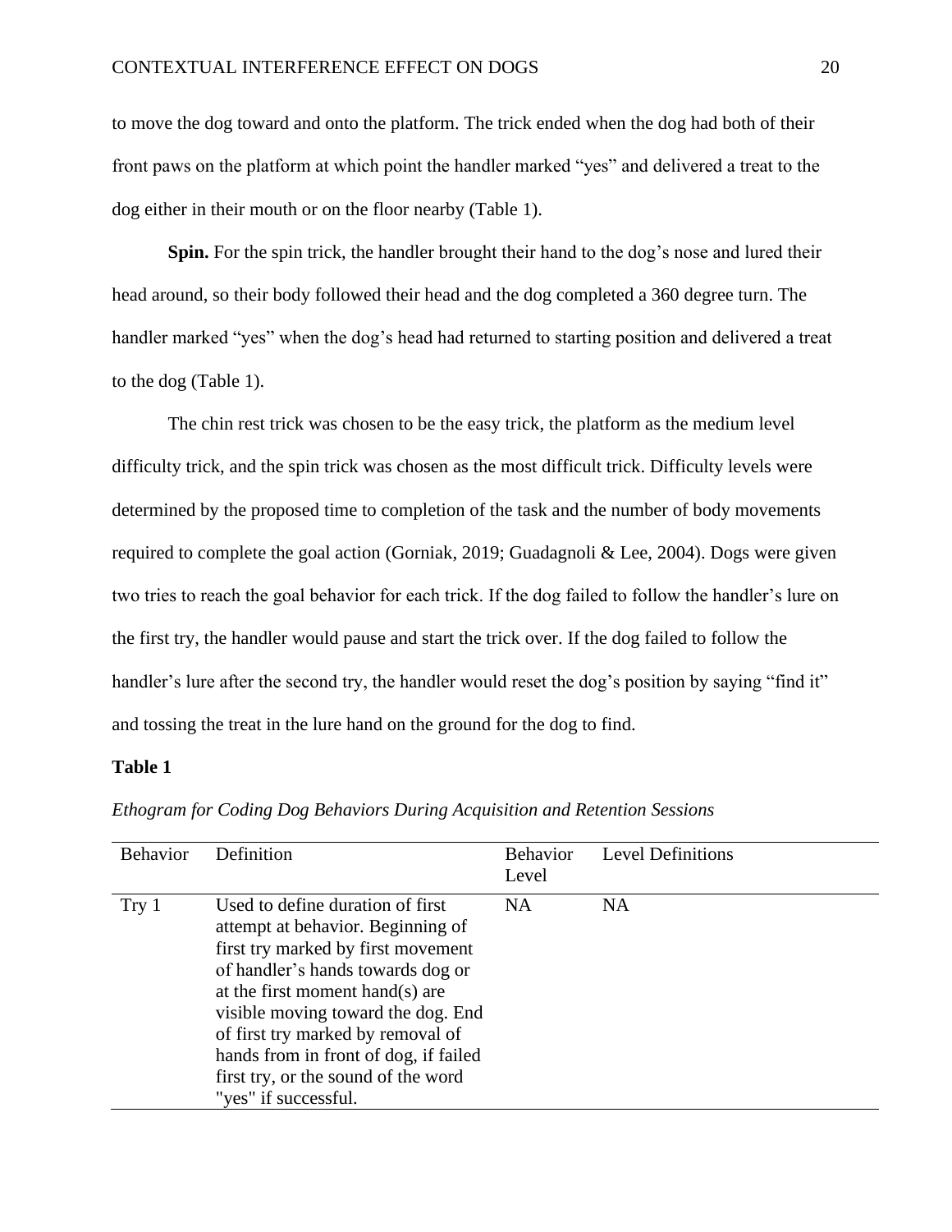to move the dog toward and onto the platform. The trick ended when the dog had both of their front paws on the platform at which point the handler marked "yes" and delivered a treat to the dog either in their mouth or on the floor nearby (Table 1).

**Spin.** For the spin trick, the handler brought their hand to the dog's nose and lured their head around, so their body followed their head and the dog completed a 360 degree turn. The handler marked "yes" when the dog's head had returned to starting position and delivered a treat to the dog (Table 1).

The chin rest trick was chosen to be the easy trick, the platform as the medium level difficulty trick, and the spin trick was chosen as the most difficult trick. Difficulty levels were determined by the proposed time to completion of the task and the number of body movements required to complete the goal action (Gorniak, 2019; Guadagnoli & Lee, 2004). Dogs were given two tries to reach the goal behavior for each trick. If the dog failed to follow the handler's lure on the first try, the handler would pause and start the trick over. If the dog failed to follow the handler's lure after the second try, the handler would reset the dog's position by saying "find it" and tossing the treat in the lure hand on the ground for the dog to find.

**Table 1**

*Ethogram for Coding Dog Behaviors During Acquisition and Retention Sessions*

| Behavior | Definition | Behavior Level | Level Definitions |
|---|---|---|---|
| Try 1 | Used to define duration of first attempt at behavior. Beginning of first try marked by first movement of handler's hands towards dog or at the first moment hand(s) are visible moving toward the dog. End of first try marked by removal of hands from in front of dog, if failed first try, or the sound of the word "yes" if successful. | NA | NA |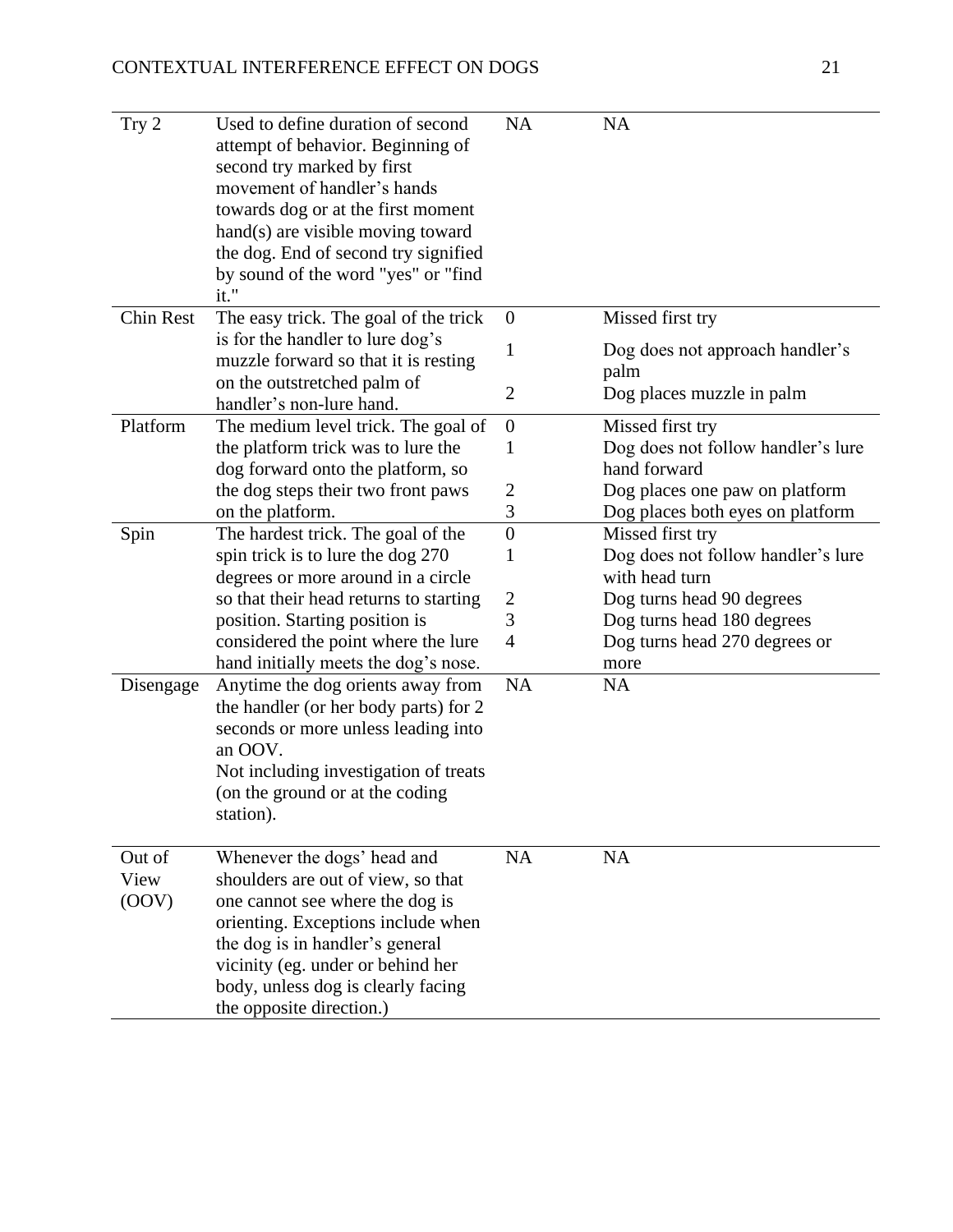| | | | |
|---|---|---|---|
| Try 2 | Used to define duration of second attempt of behavior. Beginning of second try marked by first movement of handler's hands towards dog or at the first moment hand(s) are visible moving toward the dog. End of second try signified by sound of the word "yes" or "find it." | NA | NA |
| Chin Rest | The easy trick. The goal of the trick is for the handler to lure dog's muzzle forward so that it is resting on the outstretched palm of handler's non-lure hand. | 0<br>1<br>2 | Missed first try<br>Dog does not approach handler's palm<br>Dog places muzzle in palm |
| Platform | The medium level trick. The goal of the platform trick was to lure the dog forward onto the platform, so the dog steps their two front paws on the platform. | 0<br>1<br>2<br>3 | Missed first try<br>Dog does not follow handler's lure hand forward<br>Dog places one paw on platform<br>Dog places both eyes on platform |
| Spin | The hardest trick. The goal of the spin trick is to lure the dog 270 degrees or more around in a circle so that their head returns to starting position. Starting position is considered the point where the lure hand initially meets the dog's nose. | 0<br>1<br>2<br>3<br>4 | Missed first try<br>Dog does not follow handler's lure with head turn<br>Dog turns head 90 degrees<br>Dog turns head 180 degrees<br>Dog turns head 270 degrees or more |
| Disengage | Anytime the dog orients away from the handler (or her body parts) for 2 seconds or more unless leading into an OOV.<br>Not including investigation of treats (on the ground or at the coding station). | NA | NA |
| Out of View (OOV) | Whenever the dogs' head and shoulders are out of view, so that one cannot see where the dog is orienting. Exceptions include when the dog is in handler's general vicinity (eg. under or behind her body, unless dog is clearly facing the opposite direction.) | NA | NA |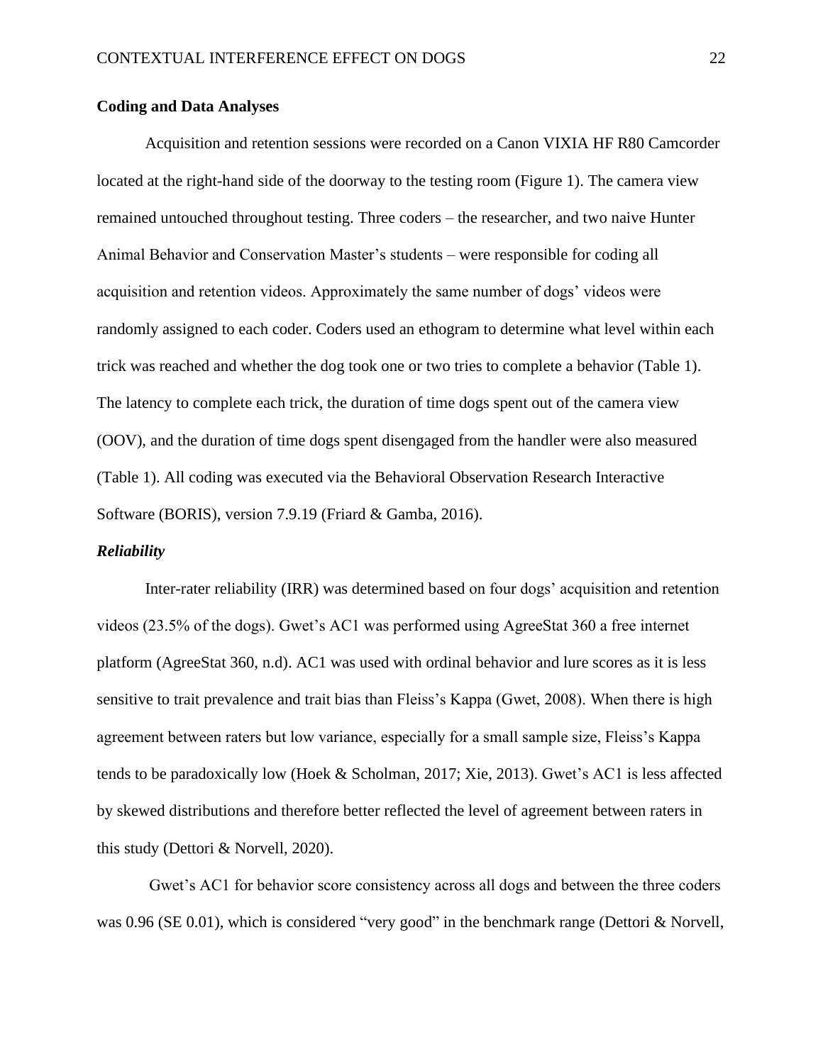**Coding and Data Analyses**

Acquisition and retention sessions were recorded on a Canon VIXIA HF R80 Camcorder located at the right-hand side of the doorway to the testing room (Figure 1). The camera view remained untouched throughout testing. Three coders – the researcher, and two naive Hunter Animal Behavior and Conservation Master's students – were responsible for coding all acquisition and retention videos. Approximately the same number of dogs' videos were randomly assigned to each coder. Coders used an ethogram to determine what level within each trick was reached and whether the dog took one or two tries to complete a behavior (Table 1). The latency to complete each trick, the duration of time dogs spent out of the camera view (OOV), and the duration of time dogs spent disengaged from the handler were also measured (Table 1). All coding was executed via the Behavioral Observation Research Interactive Software (BORIS), version 7.9.19 (Friard & Gamba, 2016).

***Reliability***

Inter-rater reliability (IRR) was determined based on four dogs' acquisition and retention videos (23.5% of the dogs). Gwet's AC1 was performed using AgreeStat 360 a free internet platform (AgreeStat 360, n.d). AC1 was used with ordinal behavior and lure scores as it is less sensitive to trait prevalence and trait bias than Fleiss's Kappa (Gwet, 2008). When there is high agreement between raters but low variance, especially for a small sample size, Fleiss's Kappa tends to be paradoxically low (Hoek & Scholman, 2017; Xie, 2013). Gwet's AC1 is less affected by skewed distributions and therefore better reflected the level of agreement between raters in this study (Dettori & Norvell, 2020).

Gwet's AC1 for behavior score consistency across all dogs and between the three coders was 0.96 (SE 0.01), which is considered "very good" in the benchmark range (Dettori & Norvell,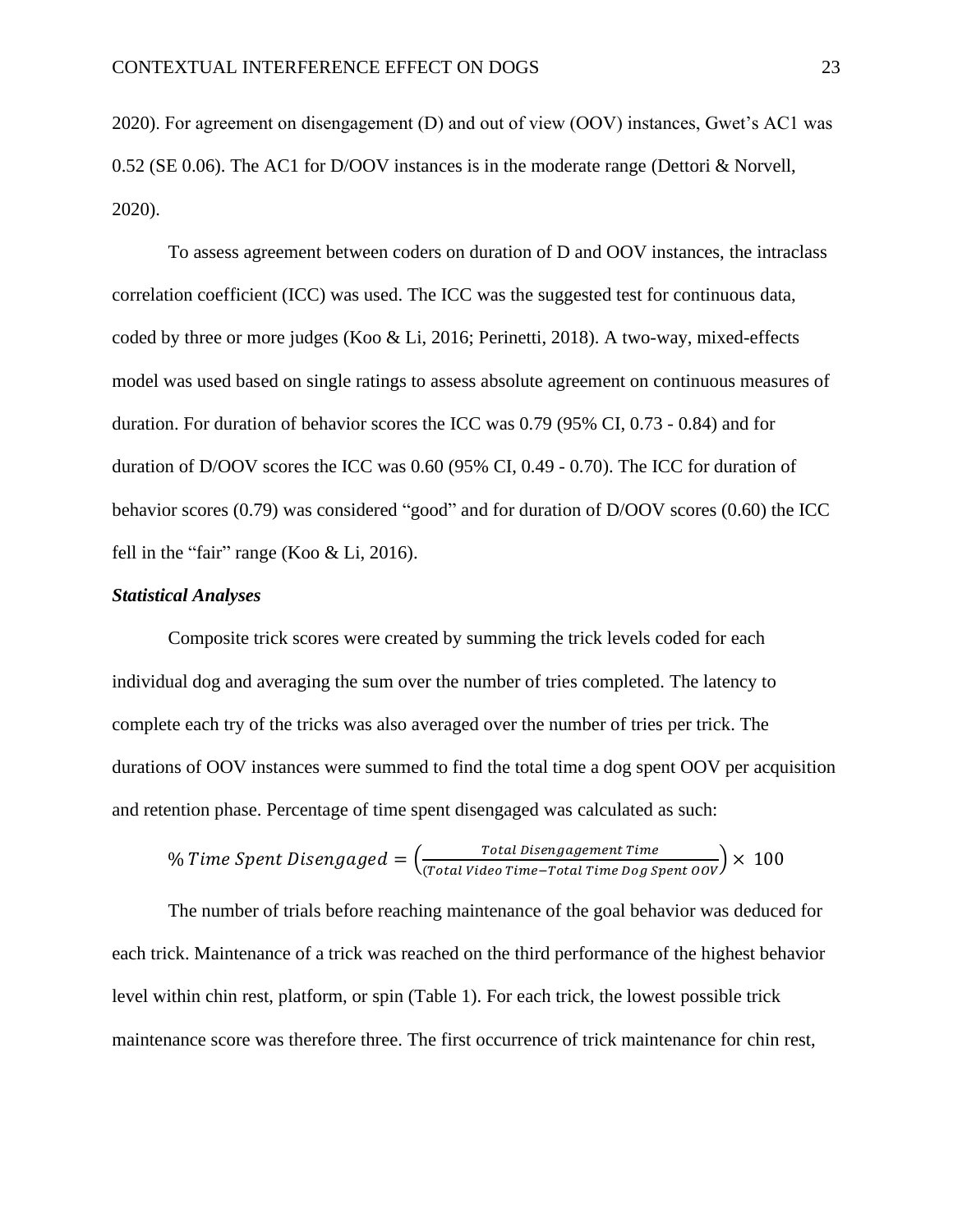2020). For agreement on disengagement (D) and out of view (OOV) instances, Gwet's AC1 was 0.52 (SE 0.06). The AC1 for D/OOV instances is in the moderate range (Dettori & Norvell, 2020).

To assess agreement between coders on duration of D and OOV instances, the intraclass correlation coefficient (ICC) was used. The ICC was the suggested test for continuous data, coded by three or more judges (Koo & Li, 2016; Perinetti, 2018). A two-way, mixed-effects model was used based on single ratings to assess absolute agreement on continuous measures of duration. For duration of behavior scores the ICC was 0.79 (95% CI, 0.73 - 0.84) and for duration of D/OOV scores the ICC was 0.60 (95% CI, 0.49 - 0.70). The ICC for duration of behavior scores (0.79) was considered "good" and for duration of D/OOV scores (0.60) the ICC fell in the "fair" range (Koo & Li, 2016).

### *Statistical Analyses*

Composite trick scores were created by summing the trick levels coded for each individual dog and averaging the sum over the number of tries completed. The latency to complete each try of the tricks was also averaged over the number of tries per trick. The durations of OOV instances were summed to find the total time a dog spent OOV per acquisition and retention phase. Percentage of time spent disengaged was calculated as such:

$$\%\, Time\ Spent\ Disengaged = \left(\frac{Total\ Disengagement\ Time}{(Total\ Video\ Time - Total\ Time\ Dog\ Spent\ OOV)}\right) \times\ 100$$

The number of trials before reaching maintenance of the goal behavior was deduced for each trick. Maintenance of a trick was reached on the third performance of the highest behavior level within chin rest, platform, or spin (Table 1). For each trick, the lowest possible trick maintenance score was therefore three. The first occurrence of trick maintenance for chin rest,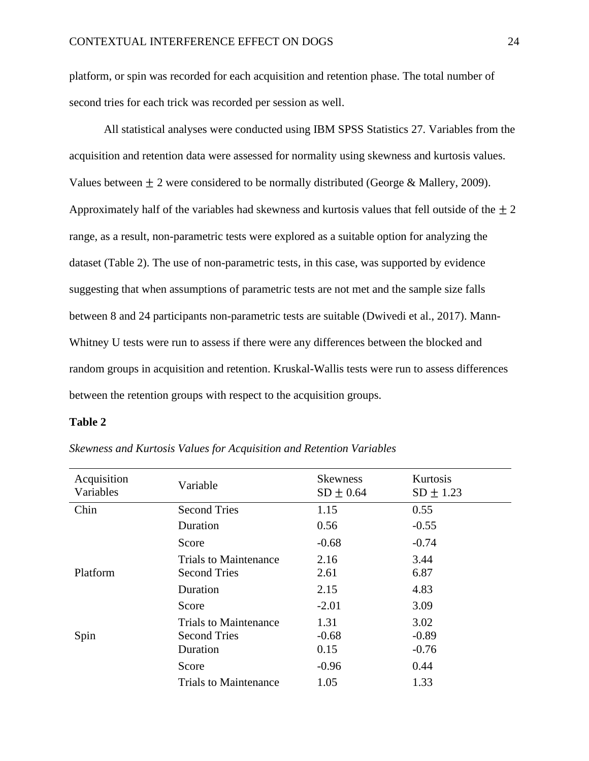platform, or spin was recorded for each acquisition and retention phase. The total number of second tries for each trick was recorded per session as well.

All statistical analyses were conducted using IBM SPSS Statistics 27. Variables from the acquisition and retention data were assessed for normality using skewness and kurtosis values. Values between $\pm$ 2 were considered to be normally distributed (George & Mallery, 2009). Approximately half of the variables had skewness and kurtosis values that fell outside of the $\pm$ 2 range, as a result, non-parametric tests were explored as a suitable option for analyzing the dataset (Table 2). The use of non-parametric tests, in this case, was supported by evidence suggesting that when assumptions of parametric tests are not met and the sample size falls between 8 and 24 participants non-parametric tests are suitable (Dwivedi et al., 2017). Mann-Whitney U tests were run to assess if there were any differences between the blocked and random groups in acquisition and retention. Kruskal-Wallis tests were run to assess differences between the retention groups with respect to the acquisition groups.

**Table 2**

*Skewness and Kurtosis Values for Acquisition and Retention Variables*

| Acquisition Variables | Variable | Skewness SD $\pm$ 0.64 | Kurtosis SD $\pm$ 1.23 |
|---|---|---|---|
| Chin | Second Tries | 1.15 | 0.55 |
| | Duration | 0.56 | -0.55 |
| | Score | -0.68 | -0.74 |
| | Trials to Maintenance | 2.16 | 3.44 |
| Platform | Second Tries | 2.61 | 6.87 |
| | Duration | 2.15 | 4.83 |
| | Score | -2.01 | 3.09 |
| | Trials to Maintenance | 1.31 | 3.02 |
| Spin | Second Tries | -0.68 | -0.89 |
| | Duration | 0.15 | -0.76 |
| | Score | -0.96 | 0.44 |
| | Trials to Maintenance | 1.05 | 1.33 |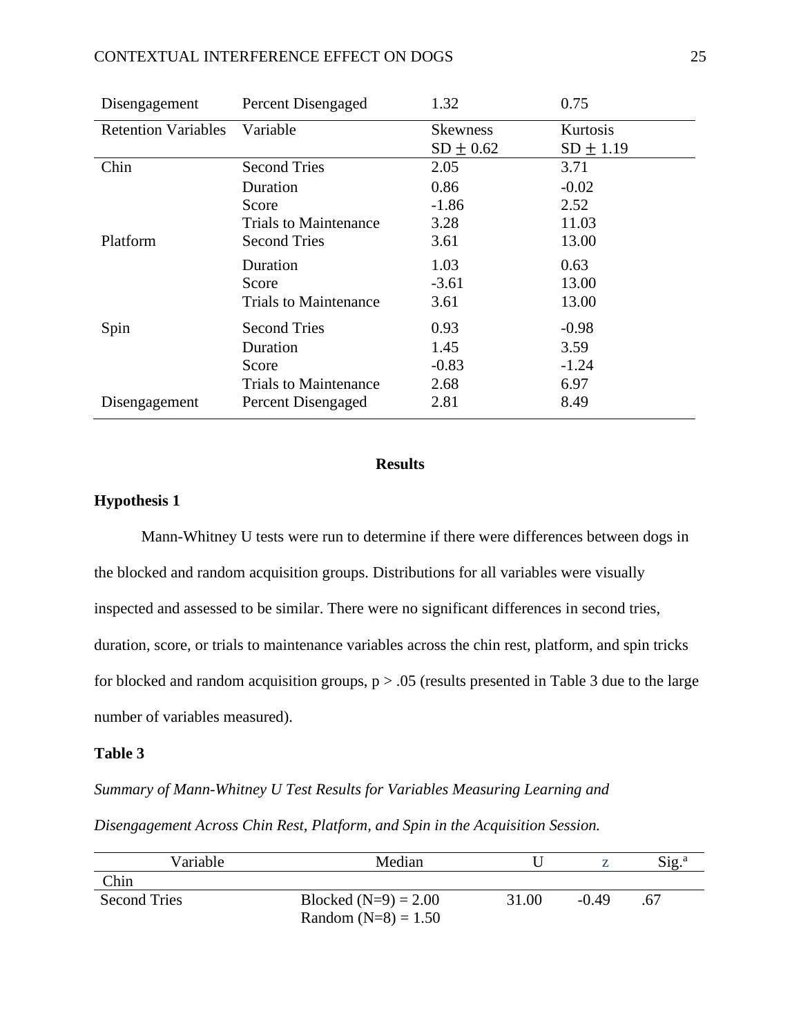| | | | |
|---|---|---|---|
| Disengagement | Percent Disengaged | 1.32 | 0.75 |
| Retention Variables | Variable | Skewness SD ± 0.62 | Kurtosis SD ± 1.19 |
| Chin | Second Tries | 2.05 | 3.71 |
| | Duration | 0.86 | -0.02 |
| | Score | -1.86 | 2.52 |
| | Trials to Maintenance | 3.28 | 11.03 |
| Platform | Second Tries | 3.61 | 13.00 |
| | Duration | 1.03 | 0.63 |
| | Score | -3.61 | 13.00 |
| | Trials to Maintenance | 3.61 | 13.00 |
| Spin | Second Tries | 0.93 | -0.98 |
| | Duration | 1.45 | 3.59 |
| | Score | -0.83 | -1.24 |
| | Trials to Maintenance | 2.68 | 6.97 |
| Disengagement | Percent Disengaged | 2.81 | 8.49 |

## Results

### Hypothesis 1

Mann-Whitney U tests were run to determine if there were differences between dogs in the blocked and random acquisition groups. Distributions for all variables were visually inspected and assessed to be similar. There were no significant differences in second tries, duration, score, or trials to maintenance variables across the chin rest, platform, and spin tricks for blocked and random acquisition groups, $p > .05$ (results presented in Table 3 due to the large number of variables measured).

**Table 3**

*Summary of Mann-Whitney U Test Results for Variables Measuring Learning and Disengagement Across Chin Rest, Platform, and Spin in the Acquisition Session.*

| Variable | Median | U | z | Sig.[a] |
|---|---|---|---|---|
| Chin | | | | |
| Second Tries | Blocked (N=9) = 2.00<br>Random (N=8) = 1.50 | 31.00 | -0.49 | .67 |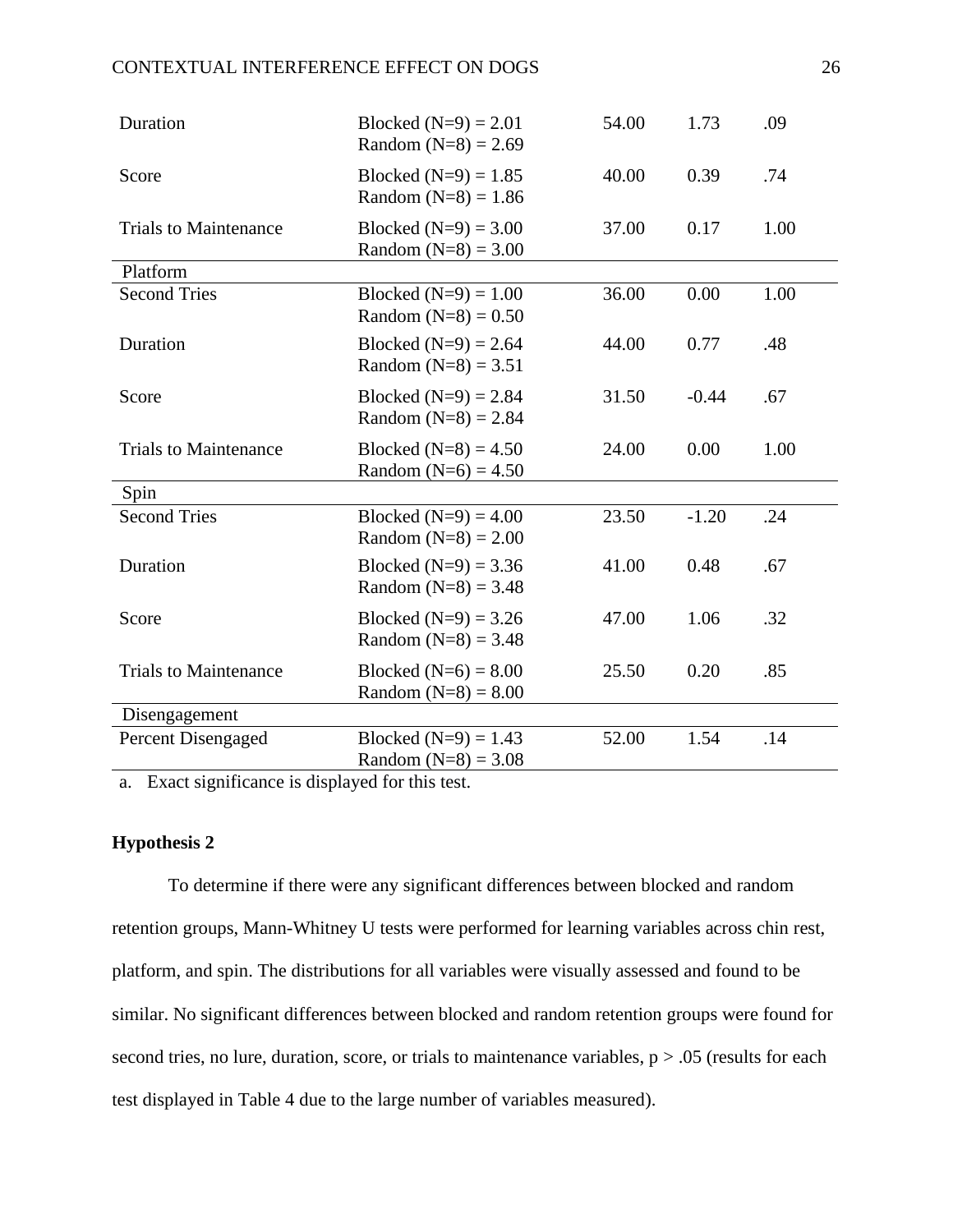| | | | | |
|---|---|---|---|---|
| Duration | Blocked (N=9) = 2.01<br>Random (N=8) = 2.69 | 54.00 | 1.73 | .09 |
| Score | Blocked (N=9) = 1.85<br>Random (N=8) = 1.86 | 40.00 | 0.39 | .74 |
| Trials to Maintenance | Blocked (N=9) = 3.00<br>Random (N=8) = 3.00 | 37.00 | 0.17 | 1.00 |
| **Platform** | | | | |
| Second Tries | Blocked (N=9) = 1.00<br>Random (N=8) = 0.50 | 36.00 | 0.00 | 1.00 |
| Duration | Blocked (N=9) = 2.64<br>Random (N=8) = 3.51 | 44.00 | 0.77 | .48 |
| Score | Blocked (N=9) = 2.84<br>Random (N=8) = 2.84 | 31.50 | -0.44 | .67 |
| Trials to Maintenance | Blocked (N=8) = 4.50<br>Random (N=6) = 4.50 | 24.00 | 0.00 | 1.00 |
| **Spin** | | | | |
| Second Tries | Blocked (N=9) = 4.00<br>Random (N=8) = 2.00 | 23.50 | -1.20 | .24 |
| Duration | Blocked (N=9) = 3.36<br>Random (N=8) = 3.48 | 41.00 | 0.48 | .67 |
| Score | Blocked (N=9) = 3.26<br>Random (N=8) = 3.48 | 47.00 | 1.06 | .32 |
| Trials to Maintenance | Blocked (N=6) = 8.00<br>Random (N=8) = 8.00 | 25.50 | 0.20 | .85 |
| **Disengagement** | | | | |
| Percent Disengaged | Blocked (N=9) = 1.43<br>Random (N=8) = 3.08 | 52.00 | 1.54 | .14 |

a. Exact significance is displayed for this test.

### Hypothesis 2

To determine if there were any significant differences between blocked and random retention groups, Mann-Whitney U tests were performed for learning variables across chin rest, platform, and spin. The distributions for all variables were visually assessed and found to be similar. No significant differences between blocked and random retention groups were found for second tries, no lure, duration, score, or trials to maintenance variables, $p > .05$ (results for each test displayed in Table 4 due to the large number of variables measured).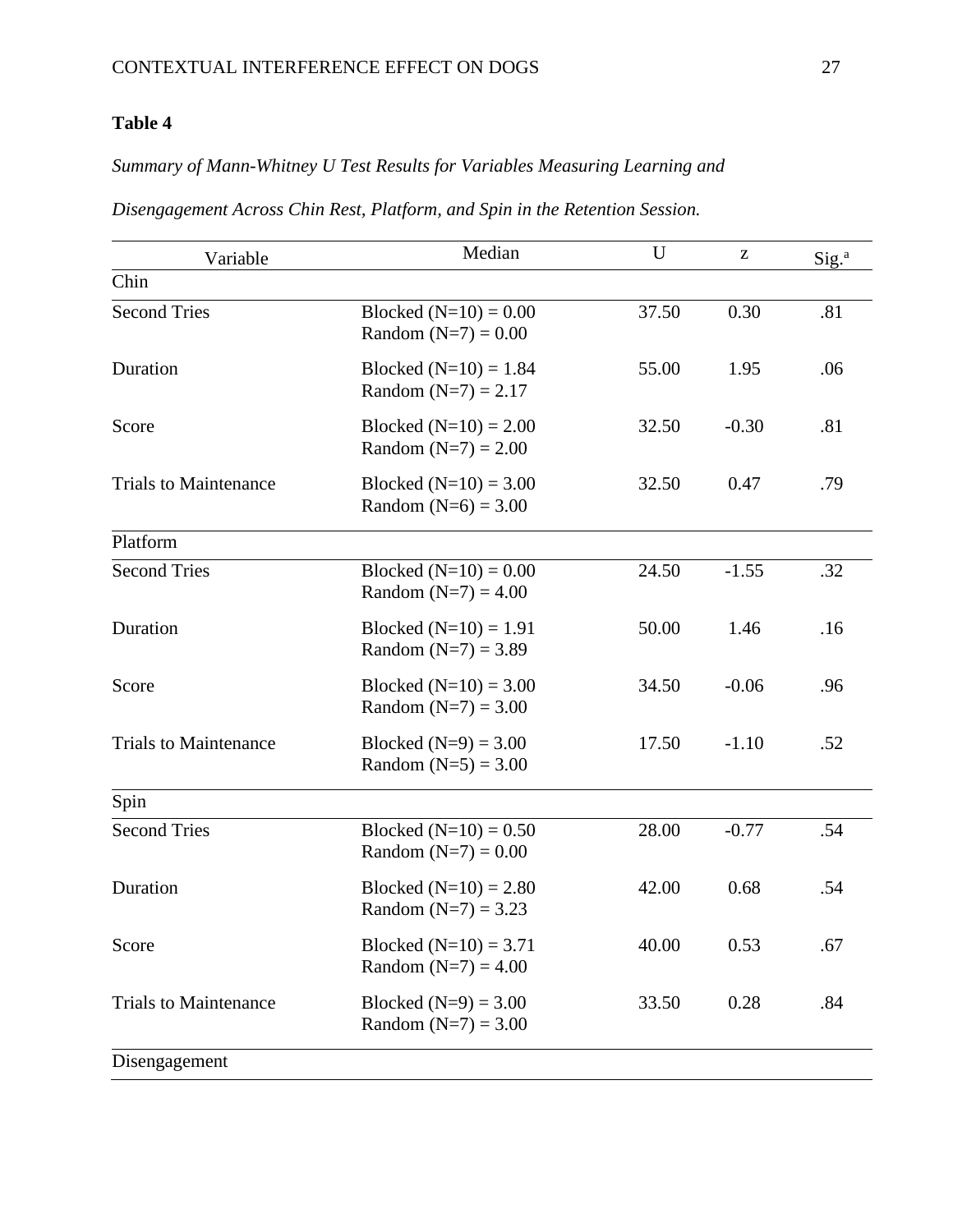**Table 4**

*Summary of Mann-Whitney U Test Results for Variables Measuring Learning and Disengagement Across Chin Rest, Platform, and Spin in the Retention Session.*

| Variable | Median | U | z | Sig.[a] |
|---|---|---|---|---|
| Chin | | | | |
| Second Tries | Blocked (N=10) = 0.00<br>Random (N=7) = 0.00 | 37.50 | 0.30 | .81 |
| Duration | Blocked (N=10) = 1.84<br>Random (N=7) = 2.17 | 55.00 | 1.95 | .06 |
| Score | Blocked (N=10) = 2.00<br>Random (N=7) = 2.00 | 32.50 | -0.30 | .81 |
| Trials to Maintenance | Blocked (N=10) = 3.00<br>Random (N=6) = 3.00 | 32.50 | 0.47 | .79 |
| Platform | | | | |
| Second Tries | Blocked (N=10) = 0.00<br>Random (N=7) = 4.00 | 24.50 | -1.55 | .32 |
| Duration | Blocked (N=10) = 1.91<br>Random (N=7) = 3.89 | 50.00 | 1.46 | .16 |
| Score | Blocked (N=10) = 3.00<br>Random (N=7) = 3.00 | 34.50 | -0.06 | .96 |
| Trials to Maintenance | Blocked (N=9) = 3.00<br>Random (N=5) = 3.00 | 17.50 | -1.10 | .52 |
| Spin | | | | |
| Second Tries | Blocked (N=10) = 0.50<br>Random (N=7) = 0.00 | 28.00 | -0.77 | .54 |
| Duration | Blocked (N=10) = 2.80<br>Random (N=7) = 3.23 | 42.00 | 0.68 | .54 |
| Score | Blocked (N=10) = 3.71<br>Random (N=7) = 4.00 | 40.00 | 0.53 | .67 |
| Trials to Maintenance | Blocked (N=9) = 3.00<br>Random (N=7) = 3.00 | 33.50 | 0.28 | .84 |
| Disengagement | | | | |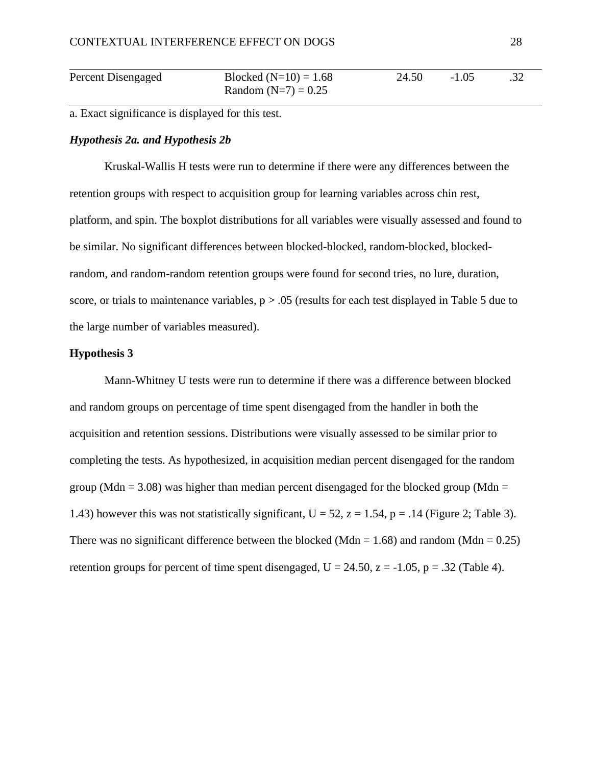| | | | | |
|---|---|---|---|---|
| Percent Disengaged | Blocked (N=10) = 1.68<br>Random (N=7) = 0.25 | 24.50 | -1.05 | .32 |

a. Exact significance is displayed for this test.

***Hypothesis 2a. and Hypothesis 2b***

Kruskal-Wallis H tests were run to determine if there were any differences between the retention groups with respect to acquisition group for learning variables across chin rest, platform, and spin. The boxplot distributions for all variables were visually assessed and found to be similar. No significant differences between blocked-blocked, random-blocked, blocked-random, and random-random retention groups were found for second tries, no lure, duration, score, or trials to maintenance variables, $p > .05$ (results for each test displayed in Table 5 due to the large number of variables measured).

**Hypothesis 3**

Mann-Whitney U tests were run to determine if there was a difference between blocked and random groups on percentage of time spent disengaged from the handler in both the acquisition and retention sessions. Distributions were visually assessed to be similar prior to completing the tests. As hypothesized, in acquisition median percent disengaged for the random group (Mdn = 3.08) was higher than median percent disengaged for the blocked group (Mdn = 1.43) however this was not statistically significant, $U = 52$, $z = 1.54$, $p = .14$ (Figure 2; Table 3). There was no significant difference between the blocked (Mdn = 1.68) and random (Mdn = 0.25) retention groups for percent of time spent disengaged, $U = 24.50$, $z = -1.05$, $p = .32$ (Table 4).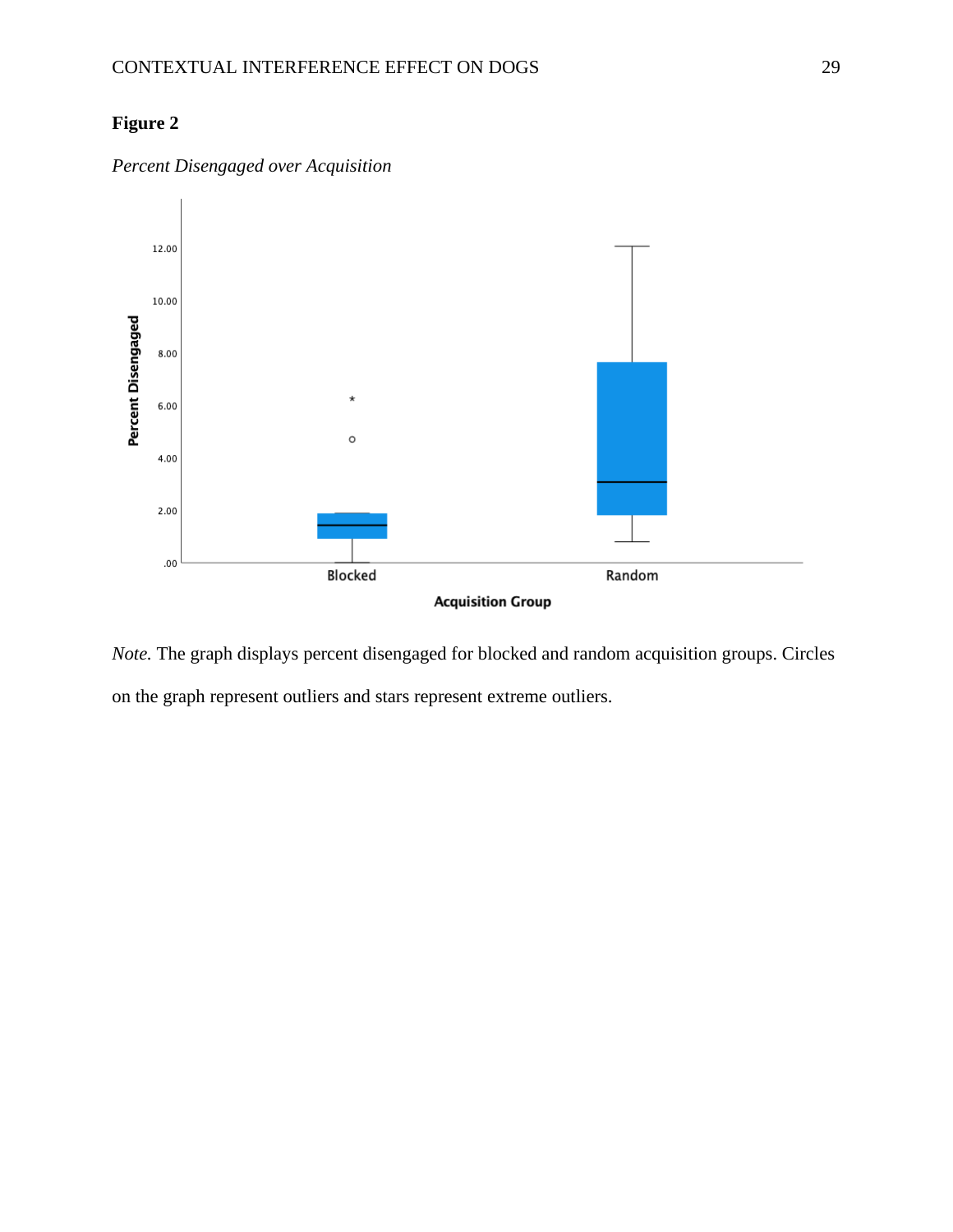**Figure 2**

*Percent Disengaged over Acquisition*

*Note.* The graph displays percent disengaged for blocked and random acquisition groups. Circles on the graph represent outliers and stars represent extreme outliers.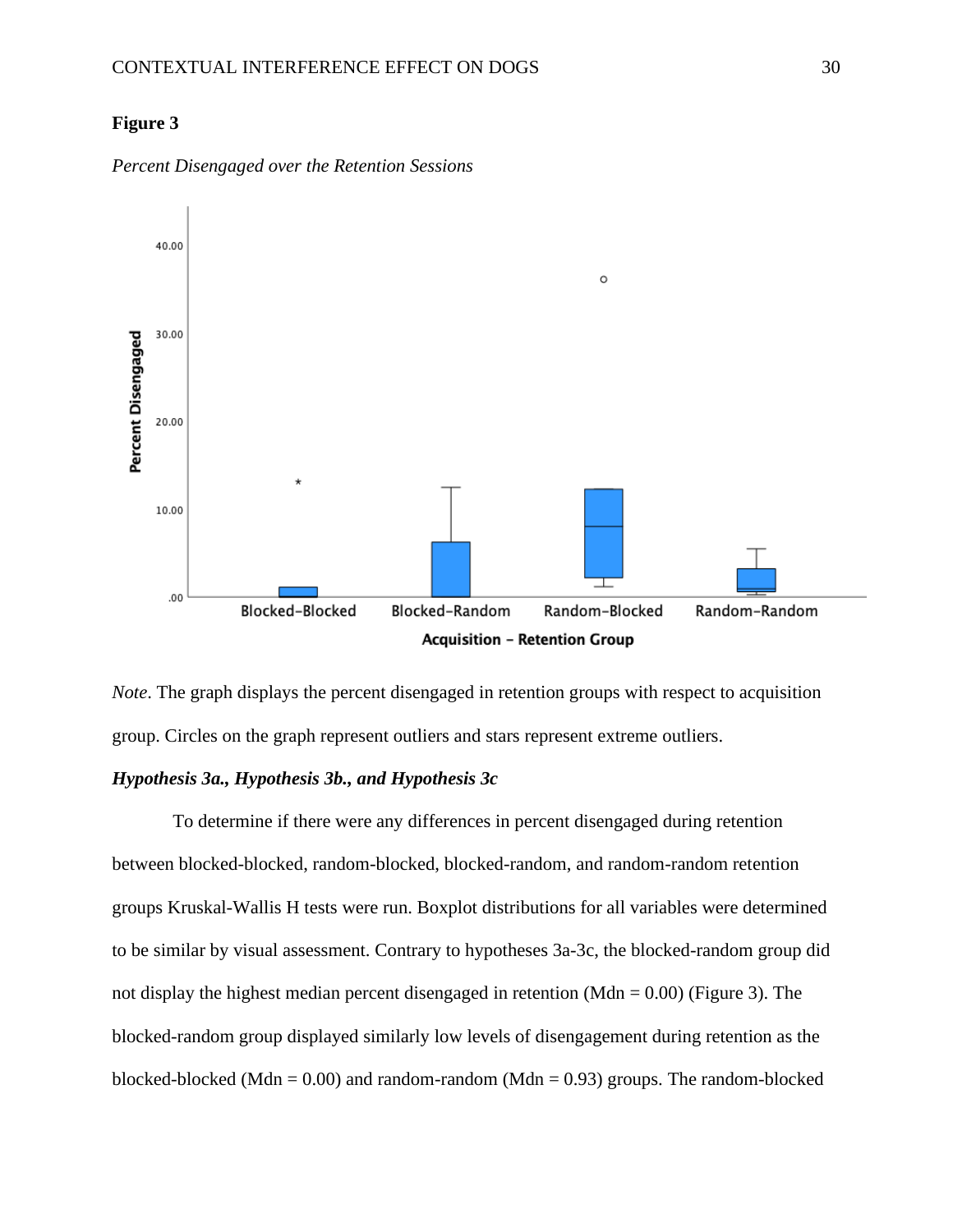**Figure 3**

*Percent Disengaged over the Retention Sessions*

*Note*. The graph displays the percent disengaged in retention groups with respect to acquisition group. Circles on the graph represent outliers and stars represent extreme outliers.

***Hypothesis 3a., Hypothesis 3b., and Hypothesis 3c***

To determine if there were any differences in percent disengaged during retention between blocked-blocked, random-blocked, blocked-random, and random-random retention groups Kruskal-Wallis H tests were run. Boxplot distributions for all variables were determined to be similar by visual assessment. Contrary to hypotheses 3a-3c, the blocked-random group did not display the highest median percent disengaged in retention (Mdn = 0.00) (Figure 3). The blocked-random group displayed similarly low levels of disengagement during retention as the blocked-blocked (Mdn = 0.00) and random-random (Mdn = 0.93) groups. The random-blocked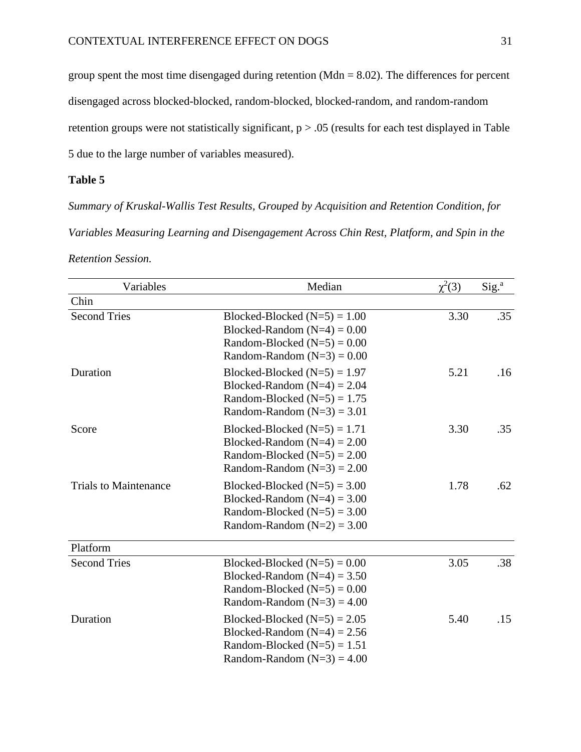group spent the most time disengaged during retention (Mdn = 8.02). The differences for percent disengaged across blocked-blocked, random-blocked, blocked-random, and random-random retention groups were not statistically significant, p > .05 (results for each test displayed in Table 5 due to the large number of variables measured).

**Table 5**

*Summary of Kruskal-Wallis Test Results, Grouped by Acquisition and Retention Condition, for Variables Measuring Learning and Disengagement Across Chin Rest, Platform, and Spin in the Retention Session.*

| Variables | Median | $\chi^2(3)$ | Sig.[a] |
|---|---|---|---|
| Chin | | | |
| Second Tries | Blocked-Blocked (N=5) = 1.00<br>Blocked-Random (N=4) = 0.00<br>Random-Blocked (N=5) = 0.00<br>Random-Random (N=3) = 0.00 | 3.30 | .35 |
| Duration | Blocked-Blocked (N=5) = 1.97<br>Blocked-Random (N=4) = 2.04<br>Random-Blocked (N=5) = 1.75<br>Random-Random (N=3) = 3.01 | 5.21 | .16 |
| Score | Blocked-Blocked (N=5) = 1.71<br>Blocked-Random (N=4) = 2.00<br>Random-Blocked (N=5) = 2.00<br>Random-Random (N=3) = 2.00 | 3.30 | .35 |
| Trials to Maintenance | Blocked-Blocked (N=5) = 3.00<br>Blocked-Random (N=4) = 3.00<br>Random-Blocked (N=5) = 3.00<br>Random-Random (N=2) = 3.00 | 1.78 | .62 |
| Platform | | | |
| Second Tries | Blocked-Blocked (N=5) = 0.00<br>Blocked-Random (N=4) = 3.50<br>Random-Blocked (N=5) = 0.00<br>Random-Random (N=3) = 4.00 | 3.05 | .38 |
| Duration | Blocked-Blocked (N=5) = 2.05<br>Blocked-Random (N=4) = 2.56<br>Random-Blocked (N=5) = 1.51<br>Random-Random (N=3) = 4.00 | 5.40 | .15 |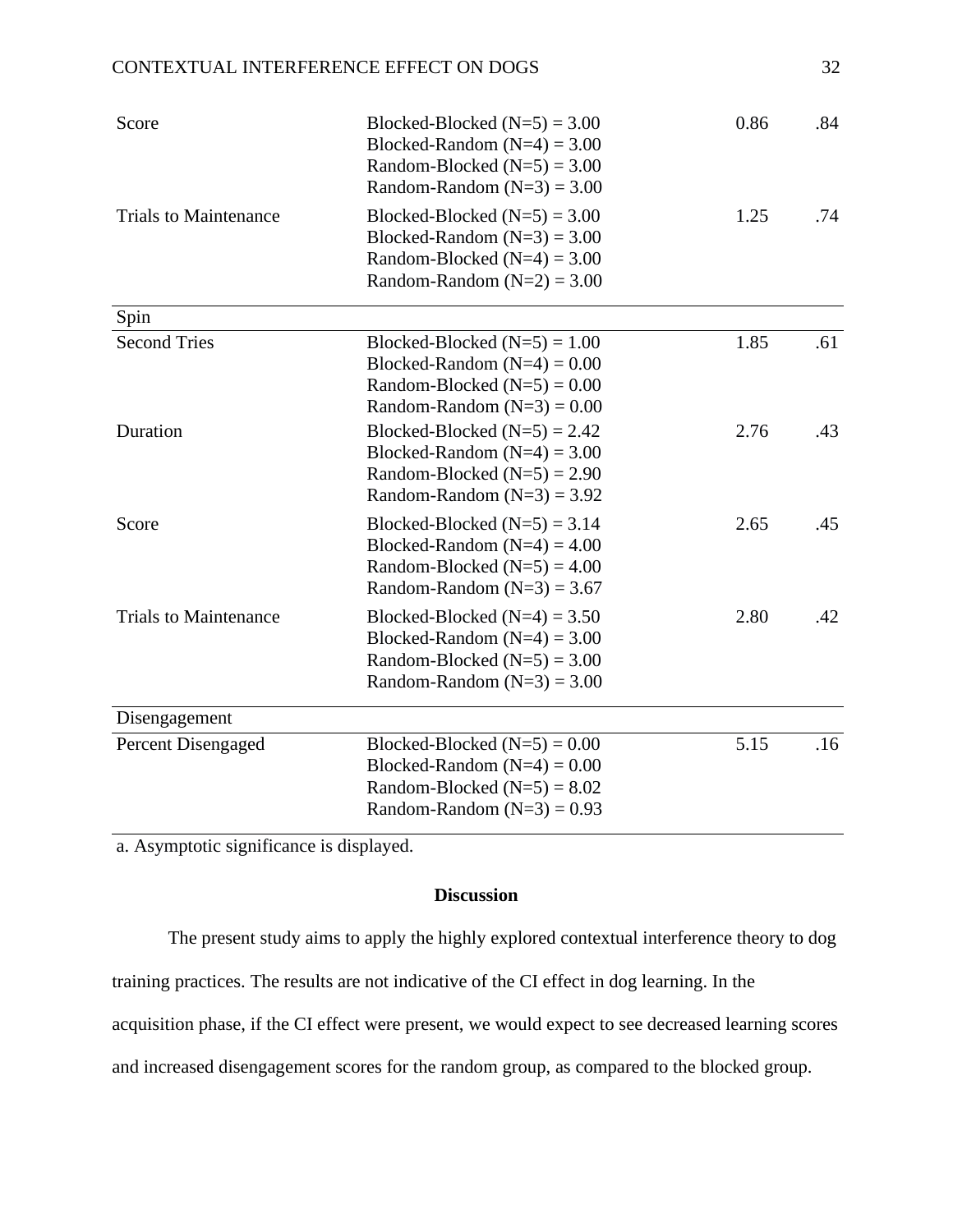| | | | |
|---|---|---|---|
| Score | Blocked-Blocked (N=5) = 3.00<br>Blocked-Random (N=4) = 3.00<br>Random-Blocked (N=5) = 3.00<br>Random-Random (N=3) = 3.00 | 0.86 | .84 |
| Trials to Maintenance | Blocked-Blocked (N=5) = 3.00<br>Blocked-Random (N=3) = 3.00<br>Random-Blocked (N=4) = 3.00<br>Random-Random (N=2) = 3.00 | 1.25 | .74 |
| Spin | | | |
| Second Tries | Blocked-Blocked (N=5) = 1.00<br>Blocked-Random (N=4) = 0.00<br>Random-Blocked (N=5) = 0.00<br>Random-Random (N=3) = 0.00 | 1.85 | .61 |
| Duration | Blocked-Blocked (N=5) = 2.42<br>Blocked-Random (N=4) = 3.00<br>Random-Blocked (N=5) = 2.90<br>Random-Random (N=3) = 3.92 | 2.76 | .43 |
| Score | Blocked-Blocked (N=5) = 3.14<br>Blocked-Random (N=4) = 4.00<br>Random-Blocked (N=5) = 4.00<br>Random-Random (N=3) = 3.67 | 2.65 | .45 |
| Trials to Maintenance | Blocked-Blocked (N=4) = 3.50<br>Blocked-Random (N=4) = 3.00<br>Random-Blocked (N=5) = 3.00<br>Random-Random (N=3) = 3.00 | 2.80 | .42 |
| Disengagement | | | |
| Percent Disengaged | Blocked-Blocked (N=5) = 0.00<br>Blocked-Random (N=4) = 0.00<br>Random-Blocked (N=5) = 8.02<br>Random-Random (N=3) = 0.93 | 5.15 | .16 |

a. Asymptotic significance is displayed.

## Discussion

The present study aims to apply the highly explored contextual interference theory to dog training practices. The results are not indicative of the CI effect in dog learning. In the acquisition phase, if the CI effect were present, we would expect to see decreased learning scores and increased disengagement scores for the random group, as compared to the blocked group.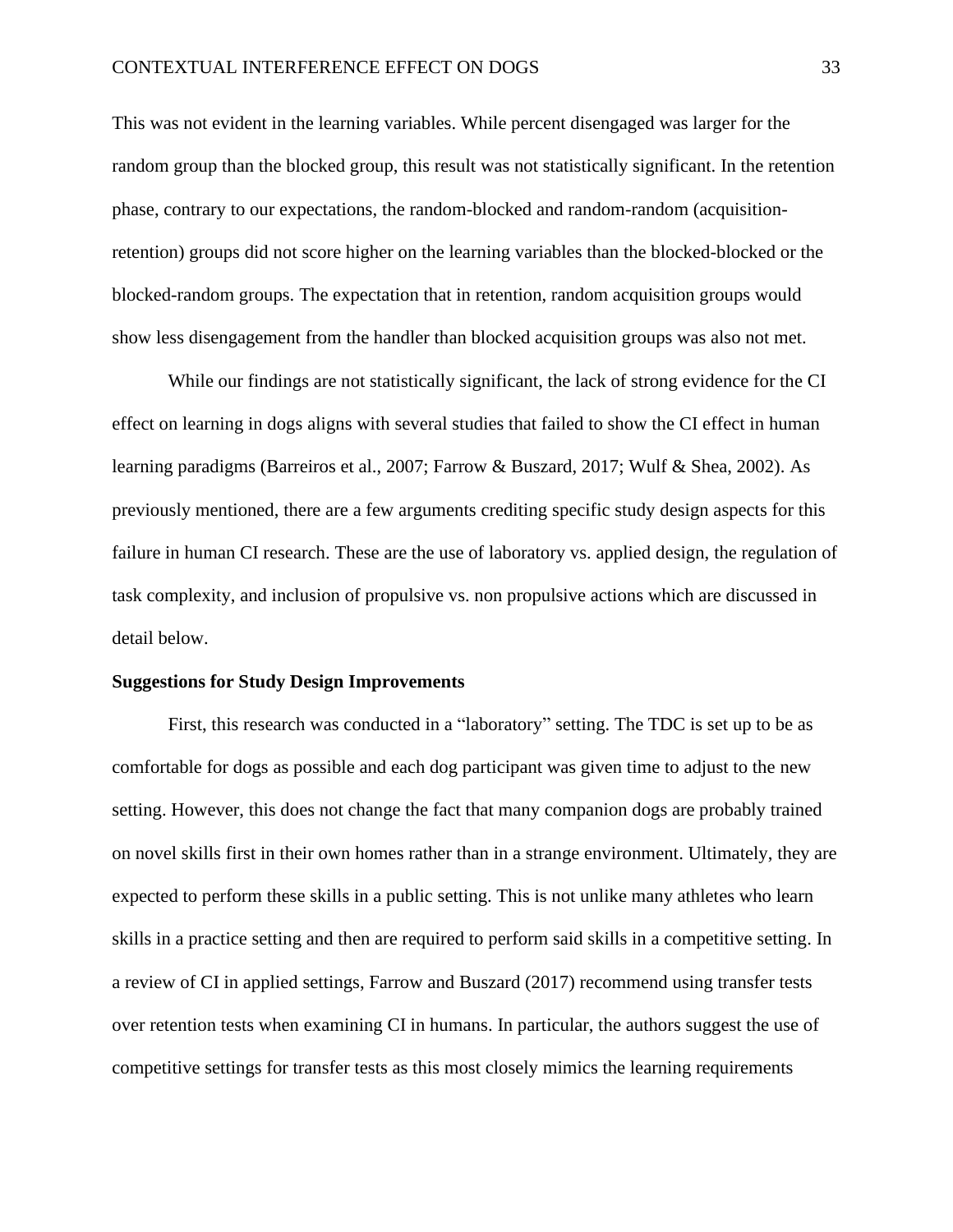This was not evident in the learning variables. While percent disengaged was larger for the random group than the blocked group, this result was not statistically significant. In the retention phase, contrary to our expectations, the random-blocked and random-random (acquisition-retention) groups did not score higher on the learning variables than the blocked-blocked or the blocked-random groups. The expectation that in retention, random acquisition groups would show less disengagement from the handler than blocked acquisition groups was also not met.

While our findings are not statistically significant, the lack of strong evidence for the CI effect on learning in dogs aligns with several studies that failed to show the CI effect in human learning paradigms (Barreiros et al., 2007; Farrow & Buszard, 2017; Wulf & Shea, 2002). As previously mentioned, there are a few arguments crediting specific study design aspects for this failure in human CI research. These are the use of laboratory vs. applied design, the regulation of task complexity, and inclusion of propulsive vs. non propulsive actions which are discussed in detail below.

**Suggestions for Study Design Improvements**

First, this research was conducted in a "laboratory" setting. The TDC is set up to be as comfortable for dogs as possible and each dog participant was given time to adjust to the new setting. However, this does not change the fact that many companion dogs are probably trained on novel skills first in their own homes rather than in a strange environment. Ultimately, they are expected to perform these skills in a public setting. This is not unlike many athletes who learn skills in a practice setting and then are required to perform said skills in a competitive setting. In a review of CI in applied settings, Farrow and Buszard (2017) recommend using transfer tests over retention tests when examining CI in humans. In particular, the authors suggest the use of competitive settings for transfer tests as this most closely mimics the learning requirements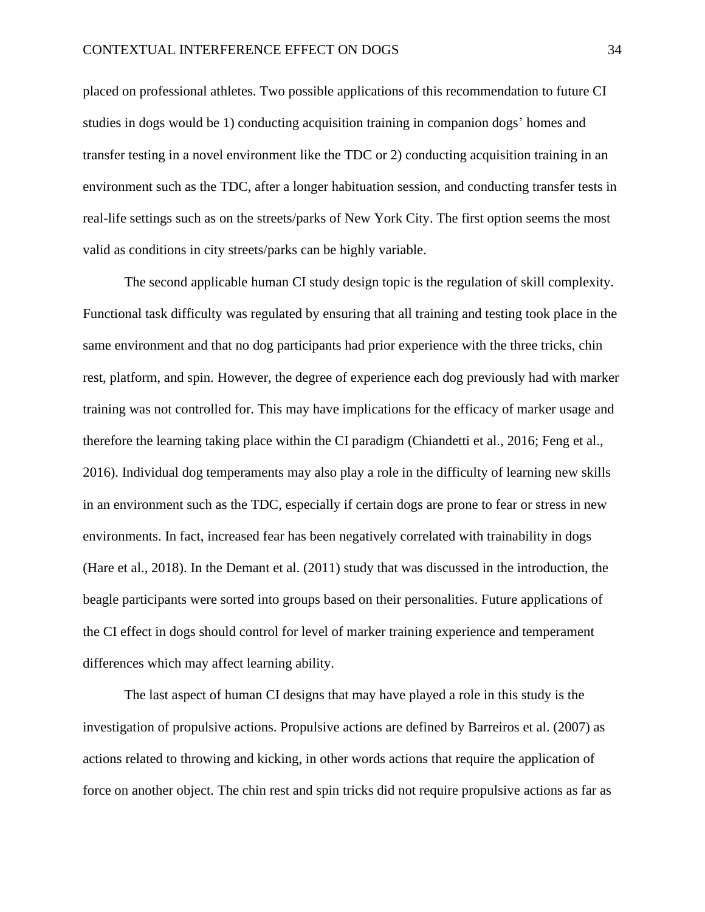placed on professional athletes. Two possible applications of this recommendation to future CI studies in dogs would be 1) conducting acquisition training in companion dogs' homes and transfer testing in a novel environment like the TDC or 2) conducting acquisition training in an environment such as the TDC, after a longer habituation session, and conducting transfer tests in real-life settings such as on the streets/parks of New York City. The first option seems the most valid as conditions in city streets/parks can be highly variable.

The second applicable human CI study design topic is the regulation of skill complexity. Functional task difficulty was regulated by ensuring that all training and testing took place in the same environment and that no dog participants had prior experience with the three tricks, chin rest, platform, and spin. However, the degree of experience each dog previously had with marker training was not controlled for. This may have implications for the efficacy of marker usage and therefore the learning taking place within the CI paradigm (Chiandetti et al., 2016; Feng et al., 2016). Individual dog temperaments may also play a role in the difficulty of learning new skills in an environment such as the TDC, especially if certain dogs are prone to fear or stress in new environments. In fact, increased fear has been negatively correlated with trainability in dogs (Hare et al., 2018). In the Demant et al. (2011) study that was discussed in the introduction, the beagle participants were sorted into groups based on their personalities. Future applications of the CI effect in dogs should control for level of marker training experience and temperament differences which may affect learning ability.

The last aspect of human CI designs that may have played a role in this study is the investigation of propulsive actions. Propulsive actions are defined by Barreiros et al. (2007) as actions related to throwing and kicking, in other words actions that require the application of force on another object. The chin rest and spin tricks did not require propulsive actions as far as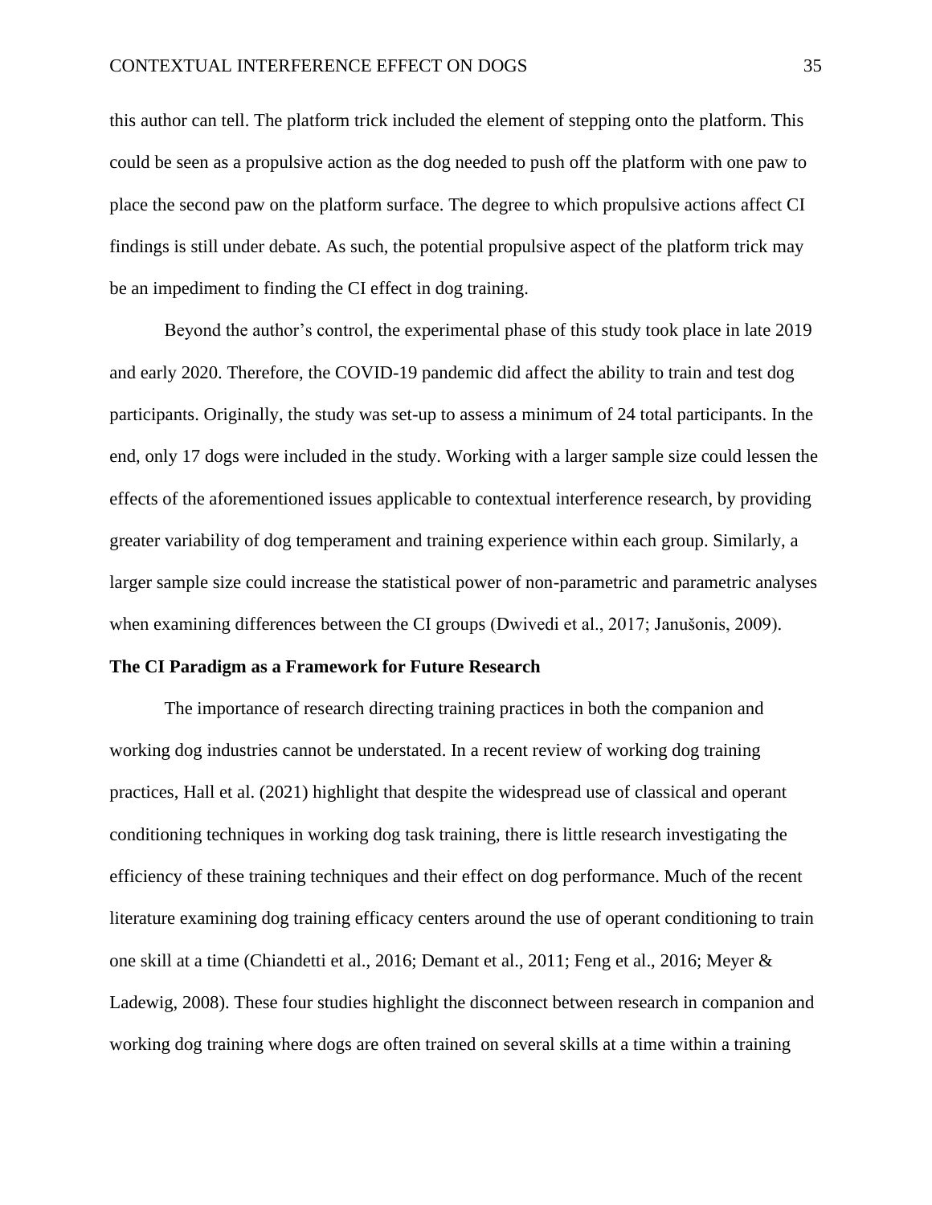this author can tell. The platform trick included the element of stepping onto the platform. This could be seen as a propulsive action as the dog needed to push off the platform with one paw to place the second paw on the platform surface. The degree to which propulsive actions affect CI findings is still under debate. As such, the potential propulsive aspect of the platform trick may be an impediment to finding the CI effect in dog training.

Beyond the author's control, the experimental phase of this study took place in late 2019 and early 2020. Therefore, the COVID-19 pandemic did affect the ability to train and test dog participants. Originally, the study was set-up to assess a minimum of 24 total participants. In the end, only 17 dogs were included in the study. Working with a larger sample size could lessen the effects of the aforementioned issues applicable to contextual interference research, by providing greater variability of dog temperament and training experience within each group. Similarly, a larger sample size could increase the statistical power of non-parametric and parametric analyses when examining differences between the CI groups (Dwivedi et al., 2017; Janušonis, 2009).

**The CI Paradigm as a Framework for Future Research**

The importance of research directing training practices in both the companion and working dog industries cannot be understated. In a recent review of working dog training practices, Hall et al. (2021) highlight that despite the widespread use of classical and operant conditioning techniques in working dog task training, there is little research investigating the efficiency of these training techniques and their effect on dog performance. Much of the recent literature examining dog training efficacy centers around the use of operant conditioning to train one skill at a time (Chiandetti et al., 2016; Demant et al., 2011; Feng et al., 2016; Meyer & Ladewig, 2008). These four studies highlight the disconnect between research in companion and working dog training where dogs are often trained on several skills at a time within a training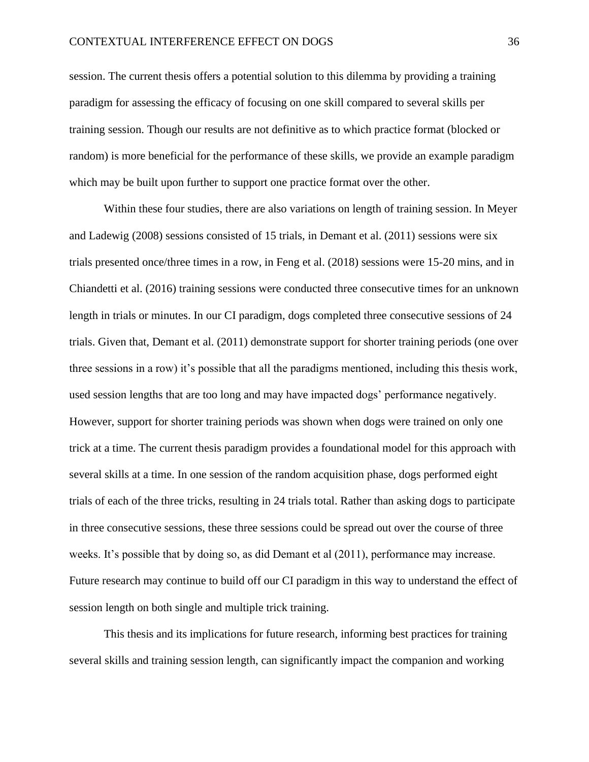session. The current thesis offers a potential solution to this dilemma by providing a training paradigm for assessing the efficacy of focusing on one skill compared to several skills per training session. Though our results are not definitive as to which practice format (blocked or random) is more beneficial for the performance of these skills, we provide an example paradigm which may be built upon further to support one practice format over the other.

Within these four studies, there are also variations on length of training session. In Meyer and Ladewig (2008) sessions consisted of 15 trials, in Demant et al. (2011) sessions were six trials presented once/three times in a row, in Feng et al. (2018) sessions were 15-20 mins, and in Chiandetti et al. (2016) training sessions were conducted three consecutive times for an unknown length in trials or minutes. In our CI paradigm, dogs completed three consecutive sessions of 24 trials. Given that, Demant et al. (2011) demonstrate support for shorter training periods (one over three sessions in a row) it's possible that all the paradigms mentioned, including this thesis work, used session lengths that are too long and may have impacted dogs' performance negatively. However, support for shorter training periods was shown when dogs were trained on only one trick at a time. The current thesis paradigm provides a foundational model for this approach with several skills at a time. In one session of the random acquisition phase, dogs performed eight trials of each of the three tricks, resulting in 24 trials total. Rather than asking dogs to participate in three consecutive sessions, these three sessions could be spread out over the course of three weeks. It's possible that by doing so, as did Demant et al (2011), performance may increase. Future research may continue to build off our CI paradigm in this way to understand the effect of session length on both single and multiple trick training.

This thesis and its implications for future research, informing best practices for training several skills and training session length, can significantly impact the companion and working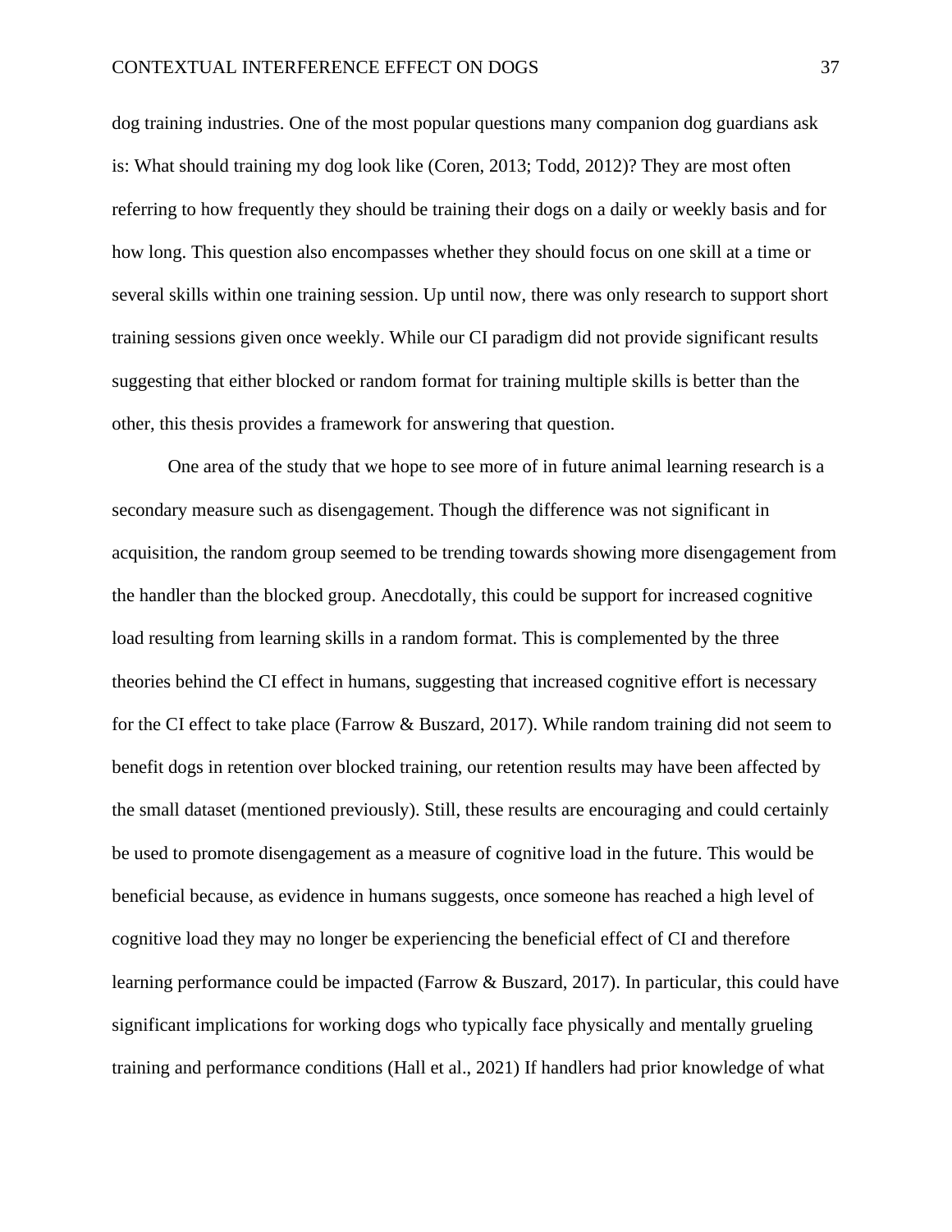dog training industries. One of the most popular questions many companion dog guardians ask is: What should training my dog look like (Coren, 2013; Todd, 2012)? They are most often referring to how frequently they should be training their dogs on a daily or weekly basis and for how long. This question also encompasses whether they should focus on one skill at a time or several skills within one training session. Up until now, there was only research to support short training sessions given once weekly. While our CI paradigm did not provide significant results suggesting that either blocked or random format for training multiple skills is better than the other, this thesis provides a framework for answering that question.

One area of the study that we hope to see more of in future animal learning research is a secondary measure such as disengagement. Though the difference was not significant in acquisition, the random group seemed to be trending towards showing more disengagement from the handler than the blocked group. Anecdotally, this could be support for increased cognitive load resulting from learning skills in a random format. This is complemented by the three theories behind the CI effect in humans, suggesting that increased cognitive effort is necessary for the CI effect to take place (Farrow & Buszard, 2017). While random training did not seem to benefit dogs in retention over blocked training, our retention results may have been affected by the small dataset (mentioned previously). Still, these results are encouraging and could certainly be used to promote disengagement as a measure of cognitive load in the future. This would be beneficial because, as evidence in humans suggests, once someone has reached a high level of cognitive load they may no longer be experiencing the beneficial effect of CI and therefore learning performance could be impacted (Farrow & Buszard, 2017). In particular, this could have significant implications for working dogs who typically face physically and mentally grueling training and performance conditions (Hall et al., 2021) If handlers had prior knowledge of what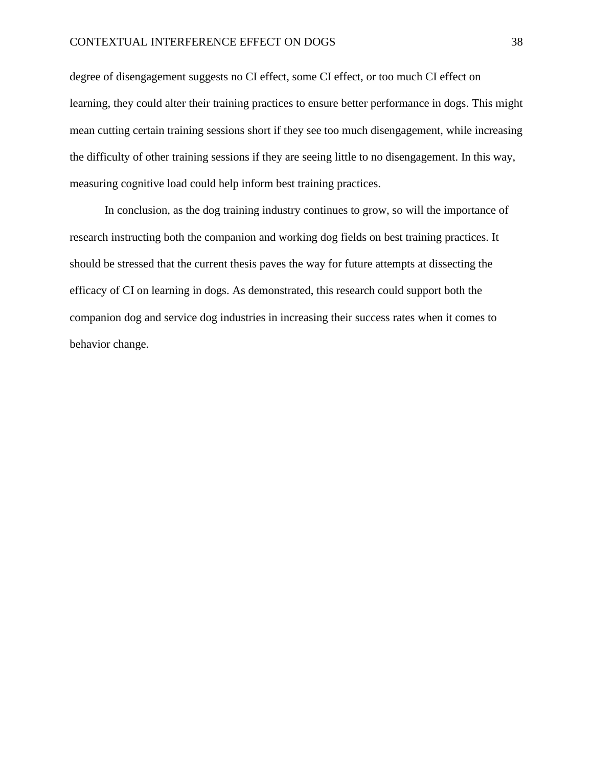degree of disengagement suggests no CI effect, some CI effect, or too much CI effect on learning, they could alter their training practices to ensure better performance in dogs. This might mean cutting certain training sessions short if they see too much disengagement, while increasing the difficulty of other training sessions if they are seeing little to no disengagement. In this way, measuring cognitive load could help inform best training practices.

In conclusion, as the dog training industry continues to grow, so will the importance of research instructing both the companion and working dog fields on best training practices. It should be stressed that the current thesis paves the way for future attempts at dissecting the efficacy of CI on learning in dogs. As demonstrated, this research could support both the companion dog and service dog industries in increasing their success rates when it comes to behavior change.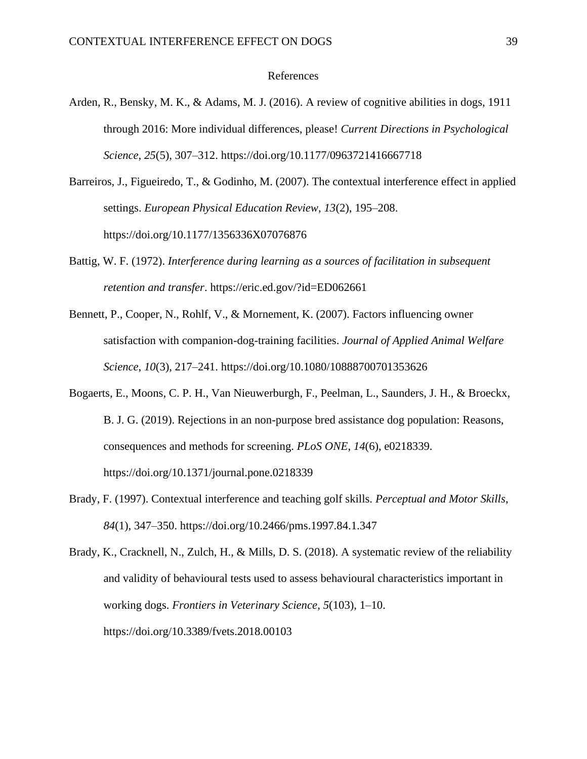# References

Arden, R., Bensky, M. K., & Adams, M. J. (2016). A review of cognitive abilities in dogs, 1911 through 2016: More individual differences, please! *Current Directions in Psychological Science*, *25*(5), 307–312. https://doi.org/10.1177/0963721416667718

Barreiros, J., Figueiredo, T., & Godinho, M. (2007). The contextual interference effect in applied settings. *European Physical Education Review*, *13*(2), 195–208. https://doi.org/10.1177/1356336X07076876

Battig, W. F. (1972). *Interference during learning as a sources of facilitation in subsequent retention and transfer*. https://eric.ed.gov/?id=ED062661

Bennett, P., Cooper, N., Rohlf, V., & Mornement, K. (2007). Factors influencing owner satisfaction with companion-dog-training facilities. *Journal of Applied Animal Welfare Science*, *10*(3), 217–241. https://doi.org/10.1080/10888700701353626

Bogaerts, E., Moons, C. P. H., Van Nieuwerburgh, F., Peelman, L., Saunders, J. H., & Broeckx, B. J. G. (2019). Rejections in an non-purpose bred assistance dog population: Reasons, consequences and methods for screening. *PLoS ONE*, *14*(6), e0218339. https://doi.org/10.1371/journal.pone.0218339

Brady, F. (1997). Contextual interference and teaching golf skills. *Perceptual and Motor Skills*, *84*(1), 347–350. https://doi.org/10.2466/pms.1997.84.1.347

Brady, K., Cracknell, N., Zulch, H., & Mills, D. S. (2018). A systematic review of the reliability and validity of behavioural tests used to assess behavioural characteristics important in working dogs. *Frontiers in Veterinary Science*, *5*(103), 1–10. https://doi.org/10.3389/fvets.2018.00103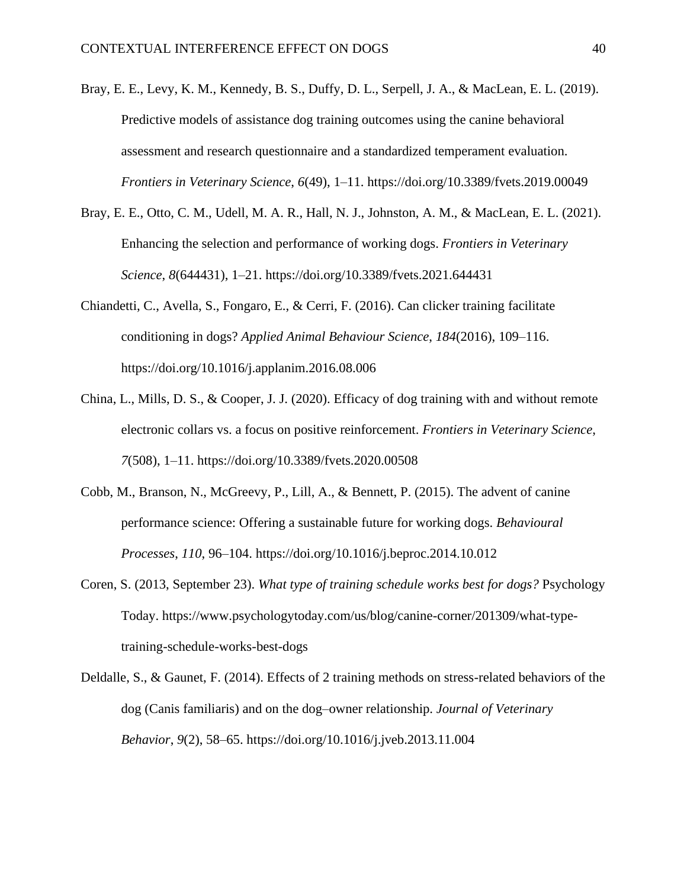Bray, E. E., Levy, K. M., Kennedy, B. S., Duffy, D. L., Serpell, J. A., & MacLean, E. L. (2019). Predictive models of assistance dog training outcomes using the canine behavioral assessment and research questionnaire and a standardized temperament evaluation. *Frontiers in Veterinary Science*, *6*(49), 1–11. https://doi.org/10.3389/fvets.2019.00049

Bray, E. E., Otto, C. M., Udell, M. A. R., Hall, N. J., Johnston, A. M., & MacLean, E. L. (2021). Enhancing the selection and performance of working dogs. *Frontiers in Veterinary Science*, *8*(644431), 1–21. https://doi.org/10.3389/fvets.2021.644431

Chiandetti, C., Avella, S., Fongaro, E., & Cerri, F. (2016). Can clicker training facilitate conditioning in dogs? *Applied Animal Behaviour Science, 184*(2016), 109–116. https://doi.org/10.1016/j.applanim.2016.08.006

China, L., Mills, D. S., & Cooper, J. J. (2020). Efficacy of dog training with and without remote electronic collars vs. a focus on positive reinforcement. *Frontiers in Veterinary Science*, *7*(508), 1–11. https://doi.org/10.3389/fvets.2020.00508

Cobb, M., Branson, N., McGreevy, P., Lill, A., & Bennett, P. (2015). The advent of canine performance science: Offering a sustainable future for working dogs. *Behavioural Processes*, *110*, 96–104. https://doi.org/10.1016/j.beproc.2014.10.012

Coren, S. (2013, September 23). *What type of training schedule works best for dogs?* Psychology Today. https://www.psychologytoday.com/us/blog/canine-corner/201309/what-type-training-schedule-works-best-dogs

Deldalle, S., & Gaunet, F. (2014). Effects of 2 training methods on stress-related behaviors of the dog (Canis familiaris) and on the dog–owner relationship. *Journal of Veterinary Behavior*, *9*(2), 58–65. https://doi.org/10.1016/j.jveb.2013.11.004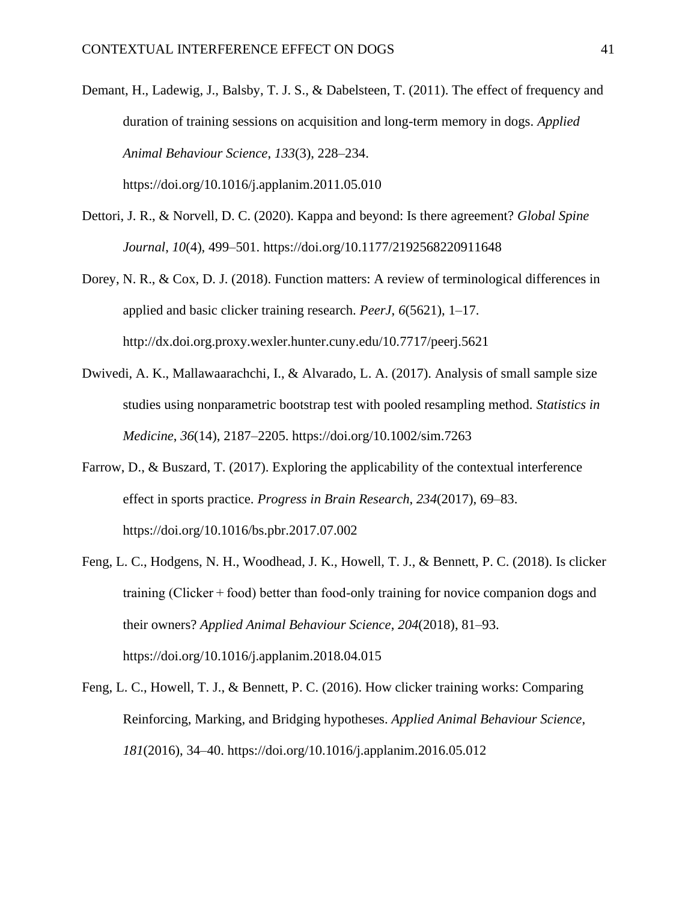Demant, H., Ladewig, J., Balsby, T. J. S., & Dabelsteen, T. (2011). The effect of frequency and duration of training sessions on acquisition and long-term memory in dogs. *Applied Animal Behaviour Science*, *133*(3), 228–234. https://doi.org/10.1016/j.applanim.2011.05.010

Dettori, J. R., & Norvell, D. C. (2020). Kappa and beyond: Is there agreement? *Global Spine Journal*, *10*(4), 499–501. https://doi.org/10.1177/2192568220911648

Dorey, N. R., & Cox, D. J. (2018). Function matters: A review of terminological differences in applied and basic clicker training research. *PeerJ*, *6*(5621), 1–17. http://dx.doi.org.proxy.wexler.hunter.cuny.edu/10.7717/peerj.5621

Dwivedi, A. K., Mallawaarachchi, I., & Alvarado, L. A. (2017). Analysis of small sample size studies using nonparametric bootstrap test with pooled resampling method. *Statistics in Medicine*, *36*(14), 2187–2205. https://doi.org/10.1002/sim.7263

Farrow, D., & Buszard, T. (2017). Exploring the applicability of the contextual interference effect in sports practice. *Progress in Brain Research*, *234*(2017), 69–83. https://doi.org/10.1016/bs.pbr.2017.07.002

Feng, L. C., Hodgens, N. H., Woodhead, J. K., Howell, T. J., & Bennett, P. C. (2018). Is clicker training (Clicker + food) better than food-only training for novice companion dogs and their owners? *Applied Animal Behaviour Science*, *204*(2018), 81–93. https://doi.org/10.1016/j.applanim.2018.04.015

Feng, L. C., Howell, T. J., & Bennett, P. C. (2016). How clicker training works: Comparing Reinforcing, Marking, and Bridging hypotheses. *Applied Animal Behaviour Science*, *181*(2016), 34–40. https://doi.org/10.1016/j.applanim.2016.05.012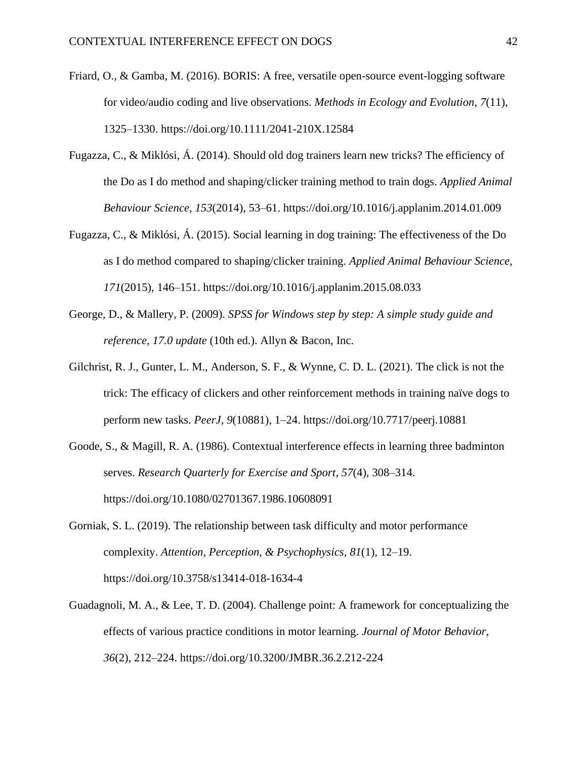Friard, O., & Gamba, M. (2016). BORIS: A free, versatile open-source event-logging software for video/audio coding and live observations. *Methods in Ecology and Evolution*, *7*(11), 1325–1330. https://doi.org/10.1111/2041-210X.12584

Fugazza, C., & Miklósi, Á. (2014). Should old dog trainers learn new tricks? The efficiency of the Do as I do method and shaping/clicker training method to train dogs. *Applied Animal Behaviour Science*, *153*(2014), 53–61. https://doi.org/10.1016/j.applanim.2014.01.009

Fugazza, C., & Miklósi, Á. (2015). Social learning in dog training: The effectiveness of the Do as I do method compared to shaping/clicker training. *Applied Animal Behaviour Science*, *171*(2015), 146–151. https://doi.org/10.1016/j.applanim.2015.08.033

George, D., & Mallery, P. (2009). *SPSS for Windows step by step: A simple study guide and reference, 17.0 update* (10th ed.). Allyn & Bacon, Inc.

Gilchrist, R. J., Gunter, L. M., Anderson, S. F., & Wynne, C. D. L. (2021). The click is not the trick: The efficacy of clickers and other reinforcement methods in training naïve dogs to perform new tasks. *PeerJ*, *9*(10881), 1–24. https://doi.org/10.7717/peerj.10881

Goode, S., & Magill, R. A. (1986). Contextual interference effects in learning three badminton serves. *Research Quarterly for Exercise and Sport*, *57*(4), 308–314. https://doi.org/10.1080/02701367.1986.10608091

Gorniak, S. L. (2019). The relationship between task difficulty and motor performance complexity. *Attention, Perception, & Psychophysics*, *81*(1), 12–19. https://doi.org/10.3758/s13414-018-1634-4

Guadagnoli, M. A., & Lee, T. D. (2004). Challenge point: A framework for conceptualizing the effects of various practice conditions in motor learning. *Journal of Motor Behavior*, *36*(2), 212–224. https://doi.org/10.3200/JMBR.36.2.212-224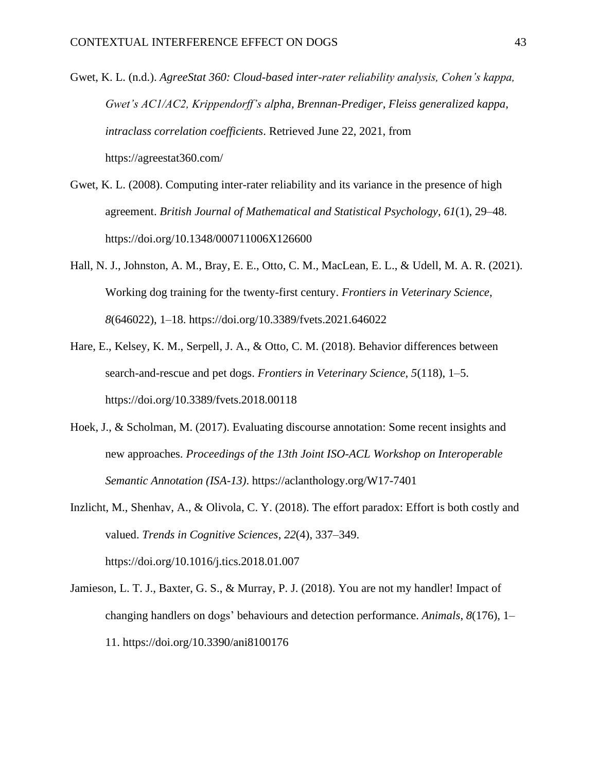Gwet, K. L. (n.d.). *AgreeStat 360: Cloud-based inter-rater reliability analysis, Cohen's kappa, Gwet's AC1/AC2, Krippendorff's alpha, Brennan-Prediger, Fleiss generalized kappa, intraclass correlation coefficients*. Retrieved June 22, 2021, from https://agreestat360.com/

Gwet, K. L. (2008). Computing inter-rater reliability and its variance in the presence of high agreement. *British Journal of Mathematical and Statistical Psychology*, *61*(1), 29–48. https://doi.org/10.1348/000711006X126600

Hall, N. J., Johnston, A. M., Bray, E. E., Otto, C. M., MacLean, E. L., & Udell, M. A. R. (2021). Working dog training for the twenty-first century. *Frontiers in Veterinary Science*, *8*(646022), 1–18. https://doi.org/10.3389/fvets.2021.646022

Hare, E., Kelsey, K. M., Serpell, J. A., & Otto, C. M. (2018). Behavior differences between search-and-rescue and pet dogs. *Frontiers in Veterinary Science*, *5*(118), 1–5. https://doi.org/10.3389/fvets.2018.00118

Hoek, J., & Scholman, M. (2017). Evaluating discourse annotation: Some recent insights and new approaches. *Proceedings of the 13th Joint ISO-ACL Workshop on Interoperable Semantic Annotation (ISA-13)*. https://aclanthology.org/W17-7401

Inzlicht, M., Shenhav, A., & Olivola, C. Y. (2018). The effort paradox: Effort is both costly and valued. *Trends in Cognitive Sciences*, *22*(4), 337–349. https://doi.org/10.1016/j.tics.2018.01.007

Jamieson, L. T. J., Baxter, G. S., & Murray, P. J. (2018). You are not my handler! Impact of changing handlers on dogs' behaviours and detection performance. *Animals*, *8*(176), 1–11. https://doi.org/10.3390/ani8100176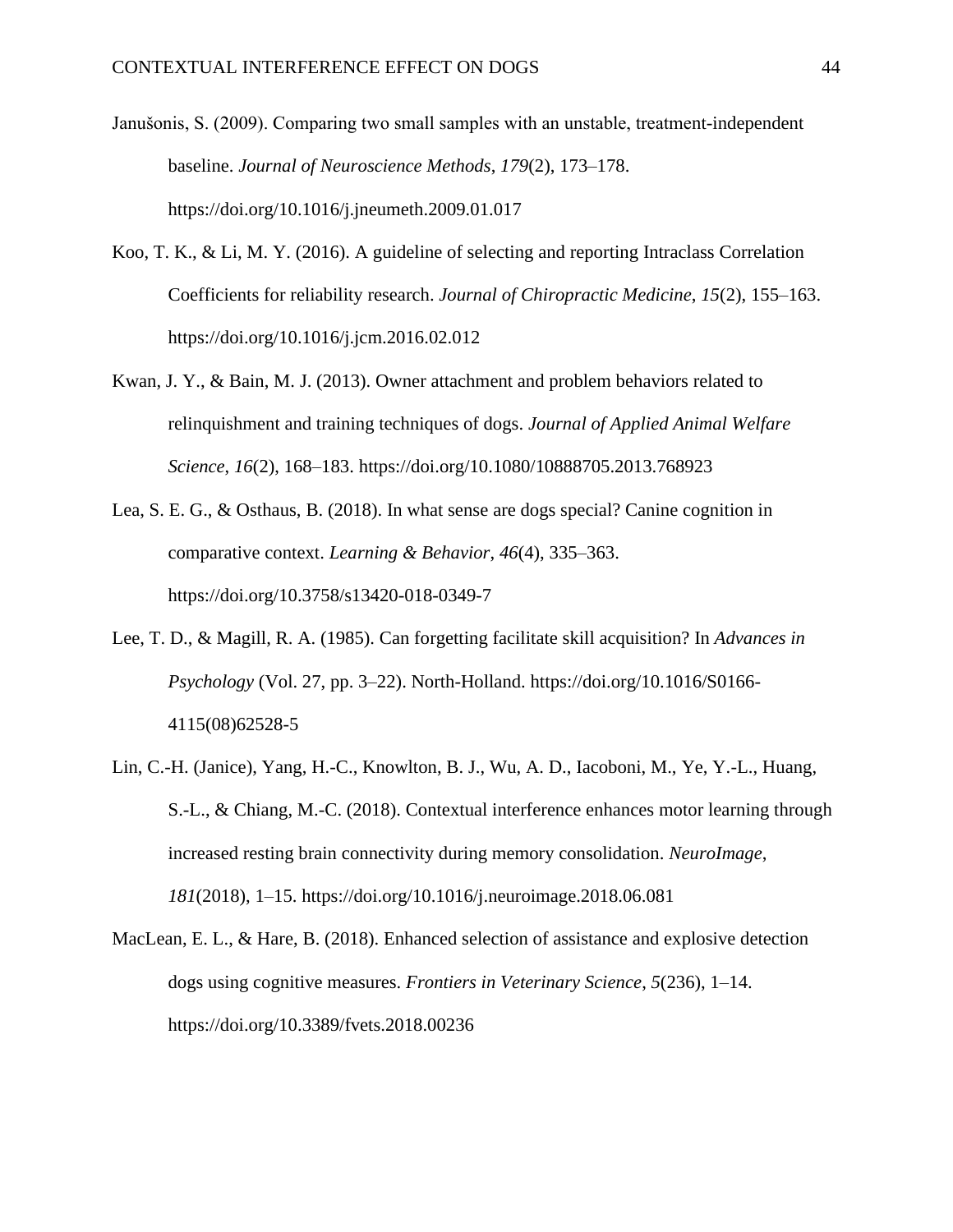Janušonis, S. (2009). Comparing two small samples with an unstable, treatment-independent baseline. *Journal of Neuroscience Methods*, *179*(2), 173–178. https://doi.org/10.1016/j.jneumeth.2009.01.017

Koo, T. K., & Li, M. Y. (2016). A guideline of selecting and reporting Intraclass Correlation Coefficients for reliability research. *Journal of Chiropractic Medicine*, *15*(2), 155–163. https://doi.org/10.1016/j.jcm.2016.02.012

Kwan, J. Y., & Bain, M. J. (2013). Owner attachment and problem behaviors related to relinquishment and training techniques of dogs. *Journal of Applied Animal Welfare Science*, *16*(2), 168–183. https://doi.org/10.1080/10888705.2013.768923

Lea, S. E. G., & Osthaus, B. (2018). In what sense are dogs special? Canine cognition in comparative context. *Learning & Behavior*, *46*(4), 335–363. https://doi.org/10.3758/s13420-018-0349-7

Lee, T. D., & Magill, R. A. (1985). Can forgetting facilitate skill acquisition? In *Advances in Psychology* (Vol. 27, pp. 3–22). North-Holland. https://doi.org/10.1016/S0166-4115(08)62528-5

Lin, C.-H. (Janice), Yang, H.-C., Knowlton, B. J., Wu, A. D., Iacoboni, M., Ye, Y.-L., Huang, S.-L., & Chiang, M.-C. (2018). Contextual interference enhances motor learning through increased resting brain connectivity during memory consolidation. *NeuroImage*, *181*(2018), 1–15. https://doi.org/10.1016/j.neuroimage.2018.06.081

MacLean, E. L., & Hare, B. (2018). Enhanced selection of assistance and explosive detection dogs using cognitive measures. *Frontiers in Veterinary Science*, *5*(236), 1–14. https://doi.org/10.3389/fvets.2018.00236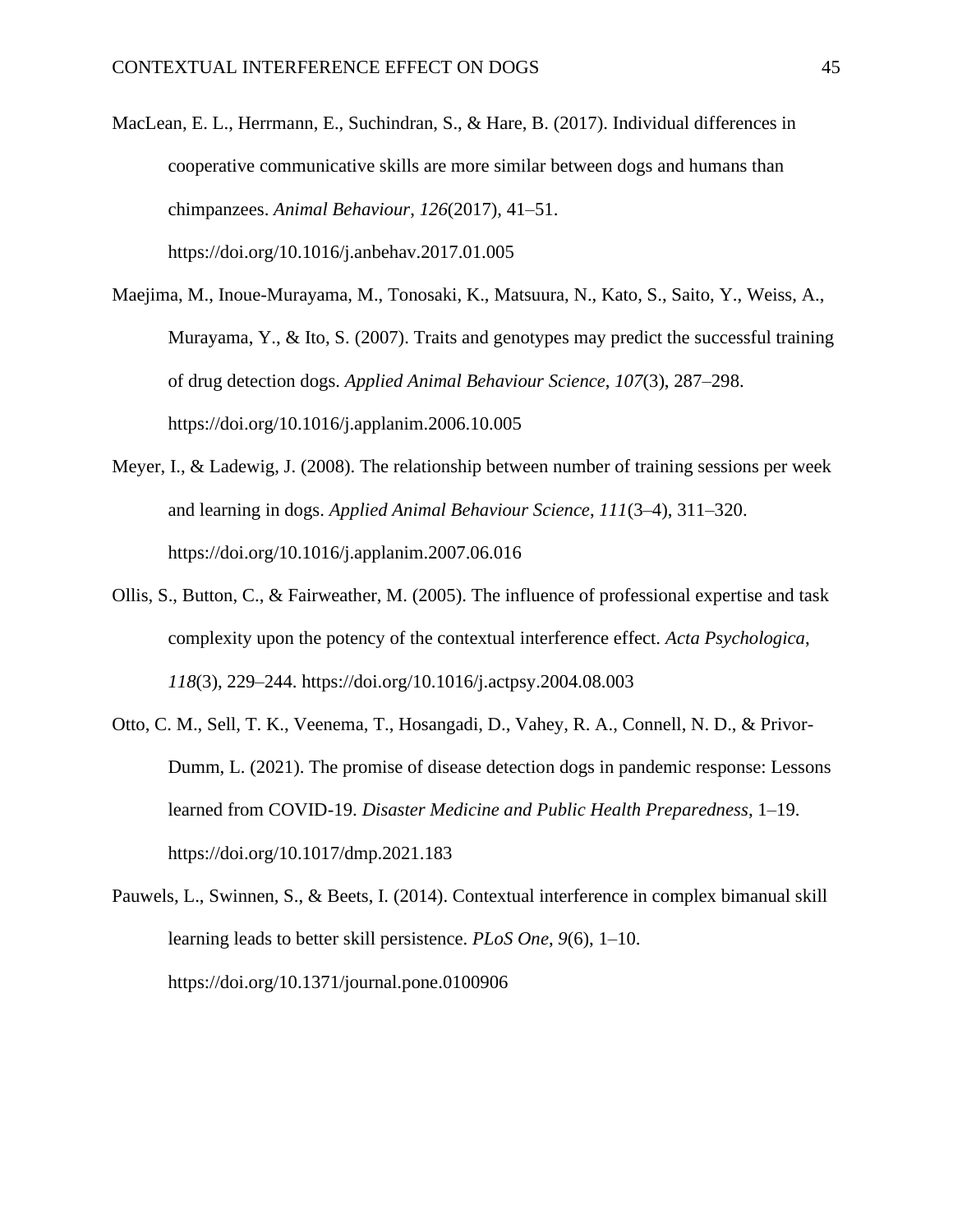MacLean, E. L., Herrmann, E., Suchindran, S., & Hare, B. (2017). Individual differences in cooperative communicative skills are more similar between dogs and humans than chimpanzees. *Animal Behaviour*, *126*(2017), 41–51. https://doi.org/10.1016/j.anbehav.2017.01.005

Maejima, M., Inoue-Murayama, M., Tonosaki, K., Matsuura, N., Kato, S., Saito, Y., Weiss, A., Murayama, Y., & Ito, S. (2007). Traits and genotypes may predict the successful training of drug detection dogs. *Applied Animal Behaviour Science*, *107*(3), 287–298. https://doi.org/10.1016/j.applanim.2006.10.005

Meyer, I., & Ladewig, J. (2008). The relationship between number of training sessions per week and learning in dogs. *Applied Animal Behaviour Science*, *111*(3–4), 311–320. https://doi.org/10.1016/j.applanim.2007.06.016

Ollis, S., Button, C., & Fairweather, M. (2005). The influence of professional expertise and task complexity upon the potency of the contextual interference effect. *Acta Psychologica*, *118*(3), 229–244. https://doi.org/10.1016/j.actpsy.2004.08.003

Otto, C. M., Sell, T. K., Veenema, T., Hosangadi, D., Vahey, R. A., Connell, N. D., & Privor-Dumm, L. (2021). The promise of disease detection dogs in pandemic response: Lessons learned from COVID-19. *Disaster Medicine and Public Health Preparedness*, 1–19. https://doi.org/10.1017/dmp.2021.183

Pauwels, L., Swinnen, S., & Beets, I. (2014). Contextual interference in complex bimanual skill learning leads to better skill persistence. *PLoS One*, *9*(6), 1–10. https://doi.org/10.1371/journal.pone.0100906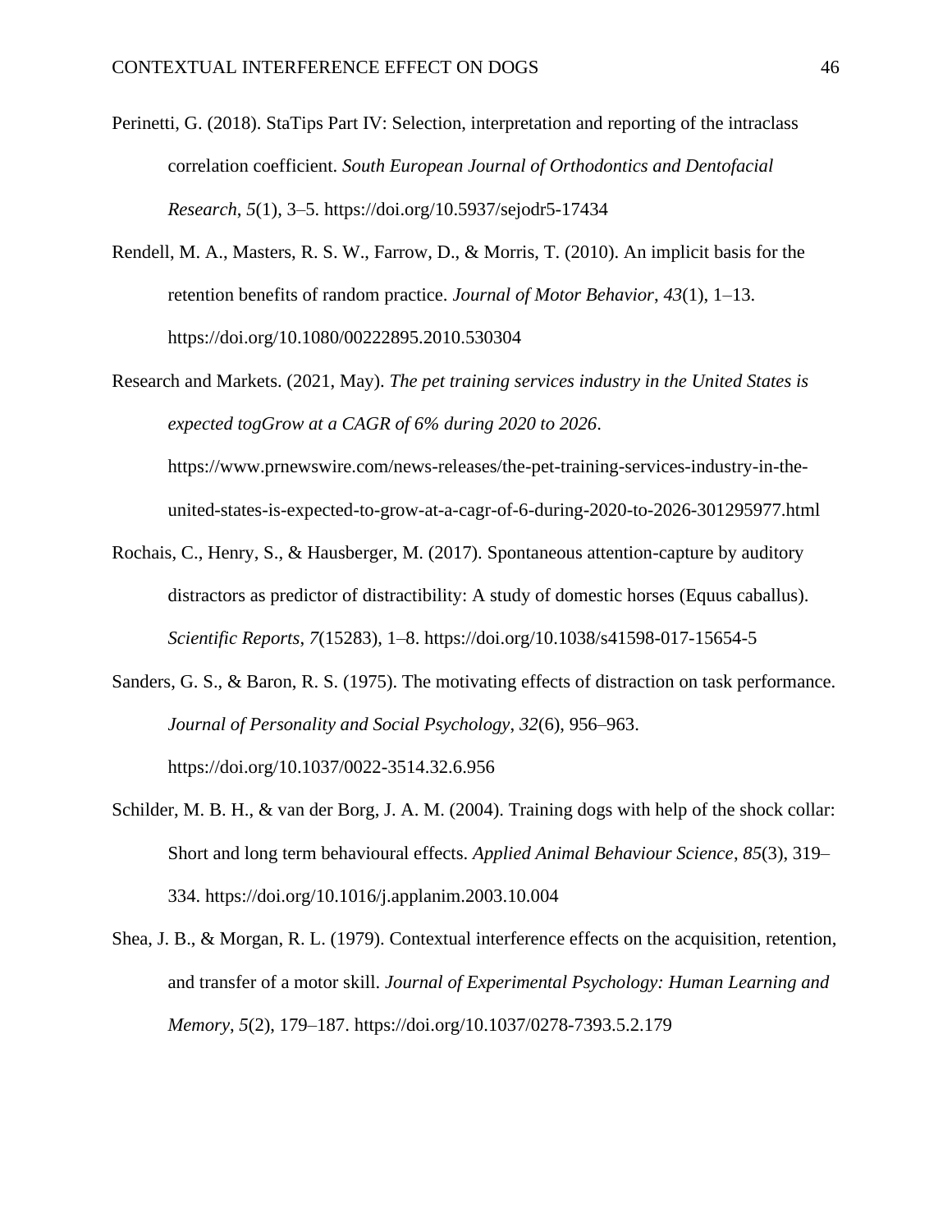Perinetti, G. (2018). StaTips Part IV: Selection, interpretation and reporting of the intraclass correlation coefficient. *South European Journal of Orthodontics and Dentofacial Research*, *5*(1), 3–5. https://doi.org/10.5937/sejodr5-17434

Rendell, M. A., Masters, R. S. W., Farrow, D., & Morris, T. (2010). An implicit basis for the retention benefits of random practice. *Journal of Motor Behavior*, *43*(1), 1–13. https://doi.org/10.1080/00222895.2010.530304

Research and Markets. (2021, May). *The pet training services industry in the United States is expected togGrow at a CAGR of 6% during 2020 to 2026*. https://www.prnewswire.com/news-releases/the-pet-training-services-industry-in-the-united-states-is-expected-to-grow-at-a-cagr-of-6-during-2020-to-2026-301295977.html

Rochais, C., Henry, S., & Hausberger, M. (2017). Spontaneous attention-capture by auditory distractors as predictor of distractibility: A study of domestic horses (Equus caballus). *Scientific Reports*, *7*(15283), 1–8. https://doi.org/10.1038/s41598-017-15654-5

Sanders, G. S., & Baron, R. S. (1975). The motivating effects of distraction on task performance. *Journal of Personality and Social Psychology*, *32*(6), 956–963. https://doi.org/10.1037/0022-3514.32.6.956

Schilder, M. B. H., & van der Borg, J. A. M. (2004). Training dogs with help of the shock collar: Short and long term behavioural effects. *Applied Animal Behaviour Science*, *85*(3), 319–334. https://doi.org/10.1016/j.applanim.2003.10.004

Shea, J. B., & Morgan, R. L. (1979). Contextual interference effects on the acquisition, retention, and transfer of a motor skill. *Journal of Experimental Psychology: Human Learning and Memory*, *5*(2), 179–187. https://doi.org/10.1037/0278-7393.5.2.179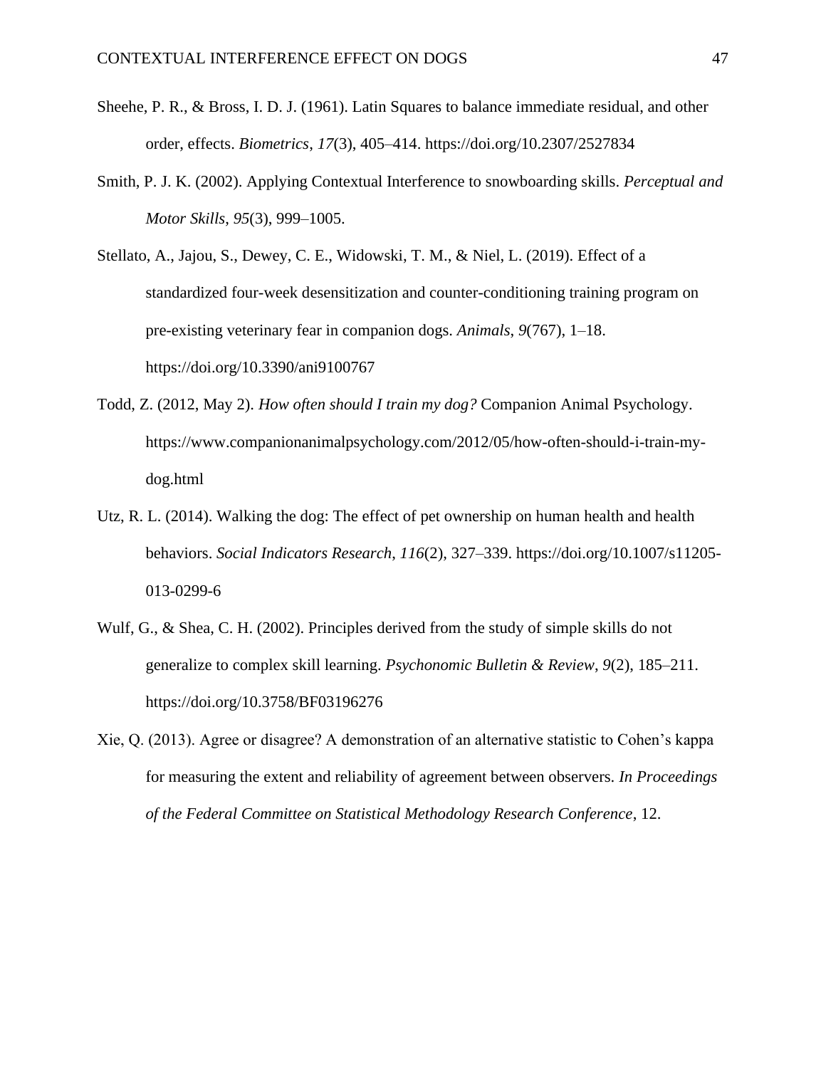Sheehe, P. R., & Bross, I. D. J. (1961). Latin Squares to balance immediate residual, and other order, effects. *Biometrics*, *17*(3), 405–414. https://doi.org/10.2307/2527834

Smith, P. J. K. (2002). Applying Contextual Interference to snowboarding skills. *Perceptual and Motor Skills*, *95*(3), 999–1005.

Stellato, A., Jajou, S., Dewey, C. E., Widowski, T. M., & Niel, L. (2019). Effect of a standardized four-week desensitization and counter-conditioning training program on pre-existing veterinary fear in companion dogs. *Animals*, *9*(767), 1–18. https://doi.org/10.3390/ani9100767

Todd, Z. (2012, May 2). *How often should I train my dog?* Companion Animal Psychology. https://www.companionanimalpsychology.com/2012/05/how-often-should-i-train-my-dog.html

Utz, R. L. (2014). Walking the dog: The effect of pet ownership on human health and health behaviors. *Social Indicators Research, 116*(2), 327–339. https://doi.org/10.1007/s11205-013-0299-6

Wulf, G., & Shea, C. H. (2002). Principles derived from the study of simple skills do not generalize to complex skill learning. *Psychonomic Bulletin & Review*, *9*(2), 185–211. https://doi.org/10.3758/BF03196276

Xie, Q. (2013). Agree or disagree? A demonstration of an alternative statistic to Cohen's kappa for measuring the extent and reliability of agreement between observers. *In Proceedings of the Federal Committee on Statistical Methodology Research Conference*, 12.